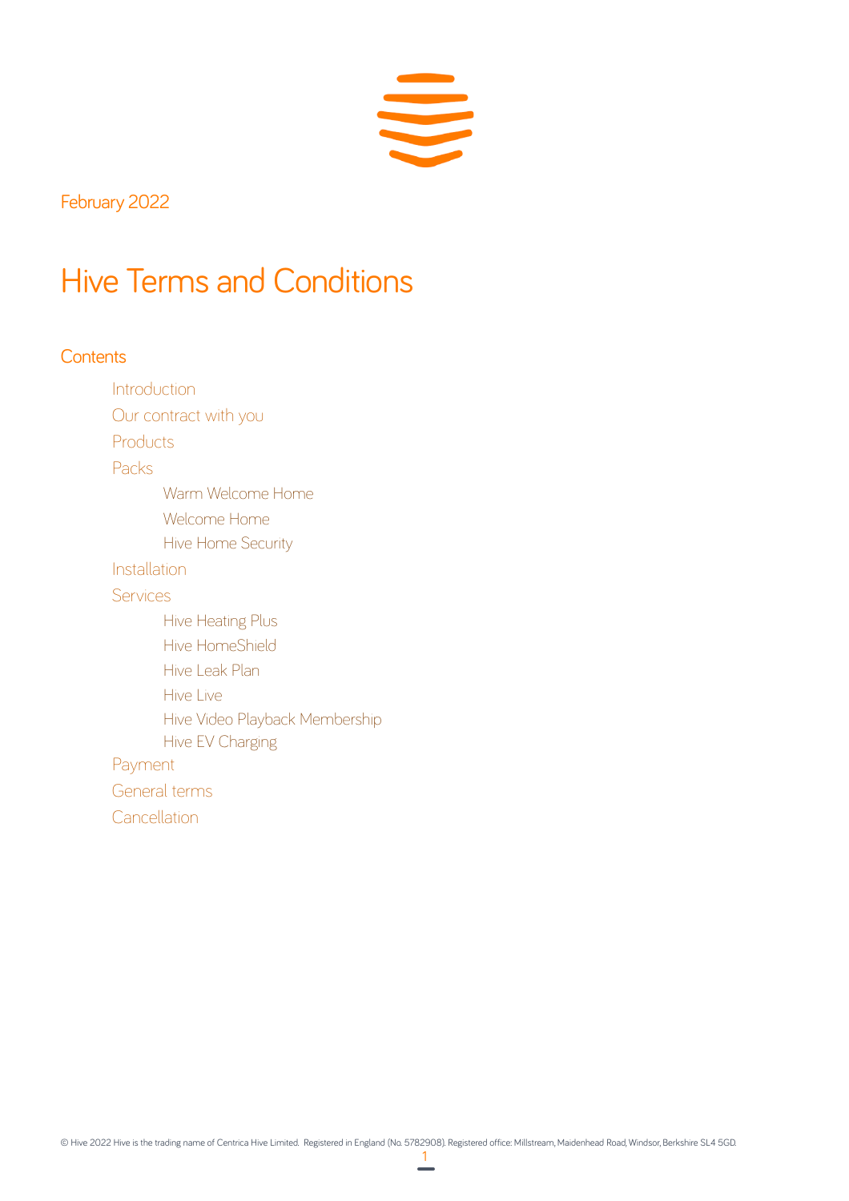February 2022

# Hive Terms and Conditions

## Contents

- Introduction
- Our contract with you
- Products
- Packs
    - Warm Welcome Home
    - Welcome Home
    - Hive Home Security
- Installation
- Services
    - Hive Heating Plus
    - Hive HomeShield
    - Hive Leak Plan
    - Hive Live
    - Hive Video Playback Membership
    - Hive EV Charging
- Payment
- General terms
- Cancellation

© Hive 2022 Hive is the trading name of Centrica Hive Limited. Registered in England (No. 5782908). Registered office: Millstream, Maidenhead Road, Windsor, Berkshire SL4 5GD.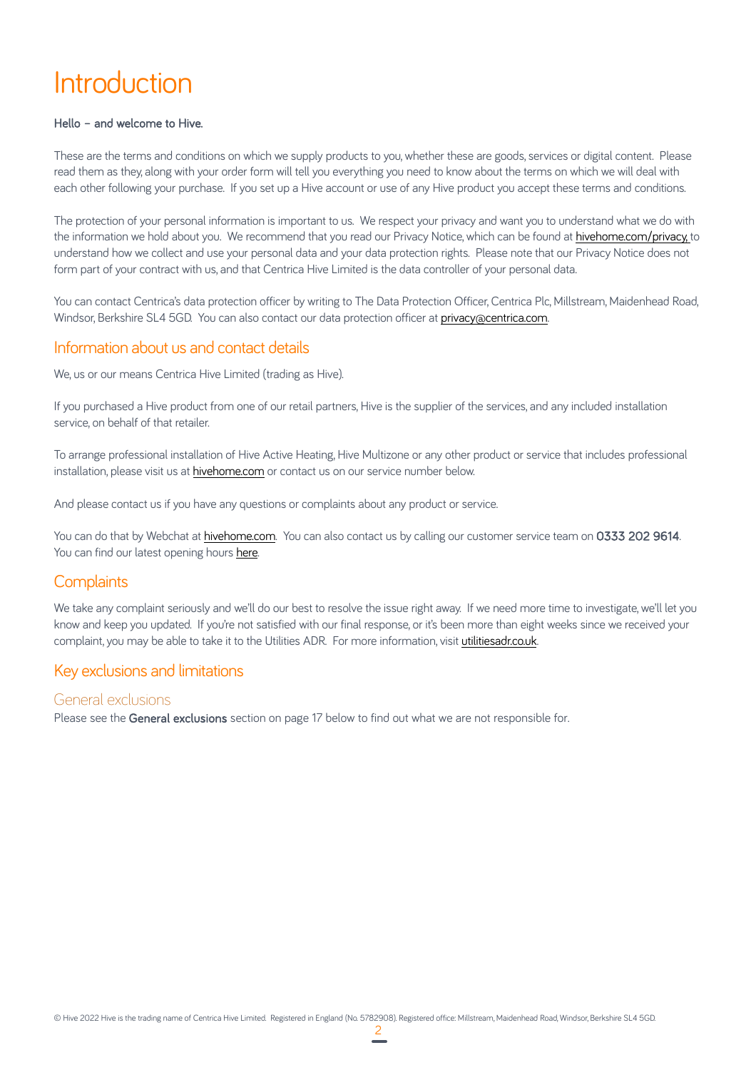# Introduction

**Hello – and welcome to Hive.**

These are the terms and conditions on which we supply products to you, whether these are goods, services or digital content. Please read them as they, along with your order form will tell you everything you need to know about the terms on which we will deal with each other following your purchase. If you set up a Hive account or use of any Hive product you accept these terms and conditions.

The protection of your personal information is important to us. We respect your privacy and want you to understand what we do with the information we hold about you. We recommend that you read our Privacy Notice, which can be found at hivehome.com/privacy, to understand how we collect and use your personal data and your data protection rights. Please note that our Privacy Notice does not form part of your contract with us, and that Centrica Hive Limited is the data controller of your personal data.

You can contact Centrica's data protection officer by writing to The Data Protection Officer, Centrica Plc, Millstream, Maidenhead Road, Windsor, Berkshire SL4 5GD. You can also contact our data protection officer at privacy@centrica.com.

## Information about us and contact details

We, us or our means Centrica Hive Limited (trading as Hive).

If you purchased a Hive product from one of our retail partners, Hive is the supplier of the services, and any included installation service, on behalf of that retailer.

To arrange professional installation of Hive Active Heating, Hive Multizone or any other product or service that includes professional installation, please visit us at hivehome.com or contact us on our service number below.

And please contact us if you have any questions or complaints about any product or service.

You can do that by Webchat at hivehome.com. You can also contact us by calling our customer service team on **0333 202 9614**. You can find our latest opening hours here.

## Complaints

We take any complaint seriously and we'll do our best to resolve the issue right away. If we need more time to investigate, we'll let you know and keep you updated. If you're not satisfied with our final response, or it's been more than eight weeks since we received your complaint, you may be able to take it to the Utilities ADR. For more information, visit utilitiesadr.co.uk.

## Key exclusions and limitations

### General exclusions

Please see the **General exclusions** section on page 17 below to find out what we are not responsible for.

© Hive 2022 Hive is the trading name of Centrica Hive Limited. Registered in England (No. 5782908). Registered office: Millstream, Maidenhead Road, Windsor, Berkshire SL4 5GD.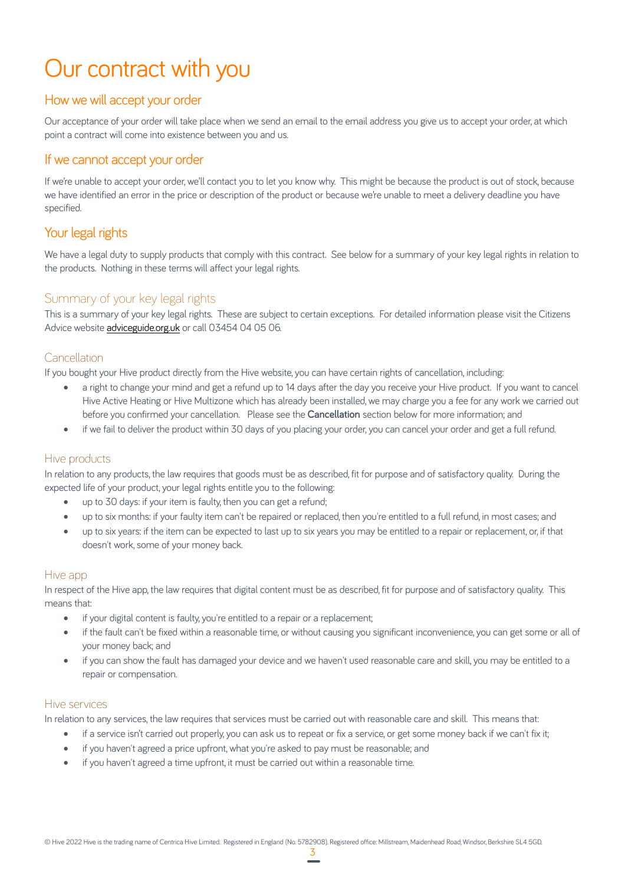# Our contract with you

## How we will accept your order

Our acceptance of your order will take place when we send an email to the email address you give us to accept your order, at which point a contract will come into existence between you and us.

## If we cannot accept your order

If we're unable to accept your order, we'll contact you to let you know why. This might be because the product is out of stock, because we have identified an error in the price or description of the product or because we're unable to meet a delivery deadline you have specified.

## Your legal rights

We have a legal duty to supply products that comply with this contract. See below for a summary of your key legal rights in relation to the products. Nothing in these terms will affect your legal rights.

### Summary of your key legal rights

This is a summary of your key legal rights. These are subject to certain exceptions. For detailed information please visit the Citizens Advice website adviceguide.org.uk or call 03454 04 05 06.

#### Cancellation

If you bought your Hive product directly from the Hive website, you can have certain rights of cancellation, including:

- a right to change your mind and get a refund up to 14 days after the day you receive your Hive product. If you want to cancel Hive Active Heating or Hive Multizone which has already been installed, we may charge you a fee for any work we carried out before you confirmed your cancellation. Please see the **Cancellation** section below for more information; and
- if we fail to deliver the product within 30 days of you placing your order, you can cancel your order and get a full refund.

#### Hive products

In relation to any products, the law requires that goods must be as described, fit for purpose and of satisfactory quality. During the expected life of your product, your legal rights entitle you to the following:

- up to 30 days: if your item is faulty, then you can get a refund;
- up to six months: if your faulty item can't be repaired or replaced, then you're entitled to a full refund, in most cases; and
- up to six years: if the item can be expected to last up to six years you may be entitled to a repair or replacement, or, if that doesn't work, some of your money back.

#### Hive app

In respect of the Hive app, the law requires that digital content must be as described, fit for purpose and of satisfactory quality. This means that:

- if your digital content is faulty, you're entitled to a repair or a replacement;
- if the fault can't be fixed within a reasonable time, or without causing you significant inconvenience, you can get some or all of your money back; and
- if you can show the fault has damaged your device and we haven't used reasonable care and skill, you may be entitled to a repair or compensation.

#### Hive services

In relation to any services, the law requires that services must be carried out with reasonable care and skill. This means that:

- if a service isn't carried out properly, you can ask us to repeat or fix a service, or get some money back if we can't fix it;
- if you haven't agreed a price upfront, what you're asked to pay must be reasonable; and
- if you haven't agreed a time upfront, it must be carried out within a reasonable time.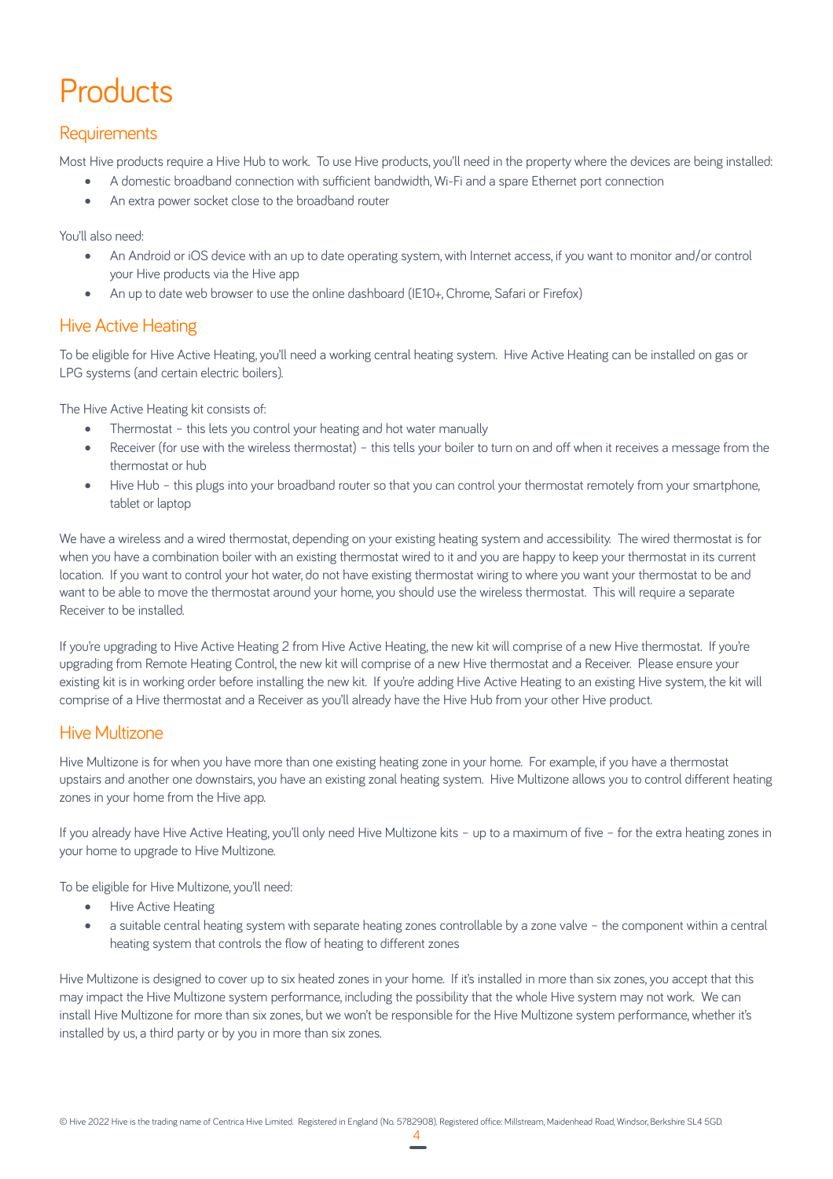# Products

## Requirements

Most Hive products require a Hive Hub to work. To use Hive products, you'll need in the property where the devices are being installed:

- A domestic broadband connection with sufficient bandwidth, Wi-Fi and a spare Ethernet port connection
- An extra power socket close to the broadband router

You'll also need:

- An Android or iOS device with an up to date operating system, with Internet access, if you want to monitor and/or control your Hive products via the Hive app
- An up to date web browser to use the online dashboard (IE10+, Chrome, Safari or Firefox)

## Hive Active Heating

To be eligible for Hive Active Heating, you'll need a working central heating system. Hive Active Heating can be installed on gas or LPG systems (and certain electric boilers).

The Hive Active Heating kit consists of:

- Thermostat – this lets you control your heating and hot water manually
- Receiver (for use with the wireless thermostat) – this tells your boiler to turn on and off when it receives a message from the thermostat or hub
- Hive Hub – this plugs into your broadband router so that you can control your thermostat remotely from your smartphone, tablet or laptop

We have a wireless and a wired thermostat, depending on your existing heating system and accessibility. The wired thermostat is for when you have a combination boiler with an existing thermostat wired to it and you are happy to keep your thermostat in its current location. If you want to control your hot water, do not have existing thermostat wiring to where you want your thermostat to be and want to be able to move the thermostat around your home, you should use the wireless thermostat. This will require a separate Receiver to be installed.

If you're upgrading to Hive Active Heating 2 from Hive Active Heating, the new kit will comprise of a new Hive thermostat. If you're upgrading from Remote Heating Control, the new kit will comprise of a new Hive thermostat and a Receiver. Please ensure your existing kit is in working order before installing the new kit. If you're adding Hive Active Heating to an existing Hive system, the kit will comprise of a Hive thermostat and a Receiver as you'll already have the Hive Hub from your other Hive product.

## Hive Multizone

Hive Multizone is for when you have more than one existing heating zone in your home. For example, if you have a thermostat upstairs and another one downstairs, you have an existing zonal heating system. Hive Multizone allows you to control different heating zones in your home from the Hive app.

If you already have Hive Active Heating, you'll only need Hive Multizone kits – up to a maximum of five – for the extra heating zones in your home to upgrade to Hive Multizone.

To be eligible for Hive Multizone, you'll need:

- Hive Active Heating
- a suitable central heating system with separate heating zones controllable by a zone valve – the component within a central heating system that controls the flow of heating to different zones

Hive Multizone is designed to cover up to six heated zones in your home. If it's installed in more than six zones, you accept that this may impact the Hive Multizone system performance, including the possibility that the whole Hive system may not work. We can install Hive Multizone for more than six zones, but we won't be responsible for the Hive Multizone system performance, whether it's installed by us, a third party or by you in more than six zones.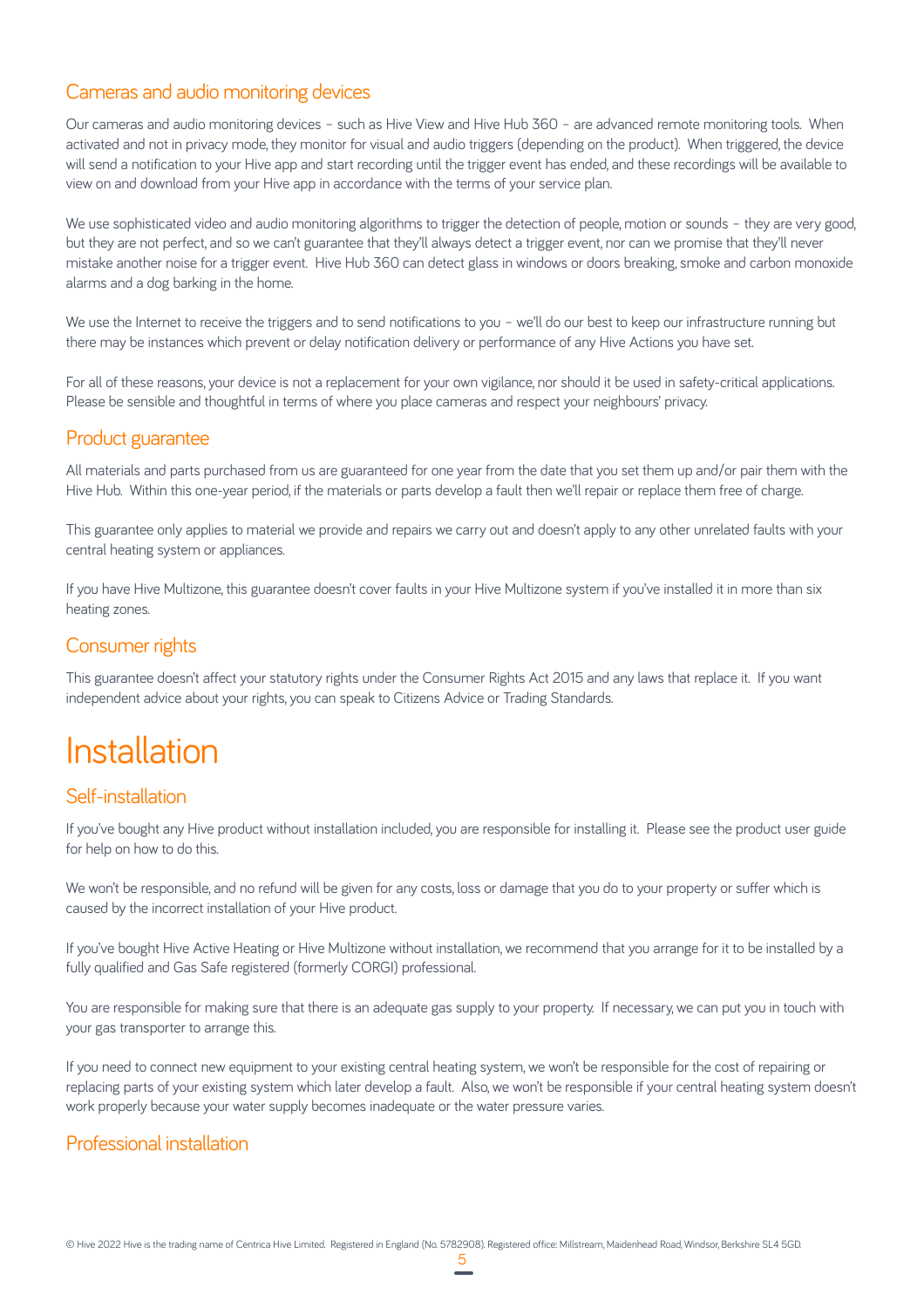## Cameras and audio monitoring devices

Our cameras and audio monitoring devices – such as Hive View and Hive Hub 360 – are advanced remote monitoring tools. When activated and not in privacy mode, they monitor for visual and audio triggers (depending on the product). When triggered, the device will send a notification to your Hive app and start recording until the trigger event has ended, and these recordings will be available to view on and download from your Hive app in accordance with the terms of your service plan.

We use sophisticated video and audio monitoring algorithms to trigger the detection of people, motion or sounds – they are very good, but they are not perfect, and so we can't guarantee that they'll always detect a trigger event, nor can we promise that they'll never mistake another noise for a trigger event. Hive Hub 360 can detect glass in windows or doors breaking, smoke and carbon monoxide alarms and a dog barking in the home.

We use the Internet to receive the triggers and to send notifications to you – we'll do our best to keep our infrastructure running but there may be instances which prevent or delay notification delivery or performance of any Hive Actions you have set.

For all of these reasons, your device is not a replacement for your own vigilance, nor should it be used in safety-critical applications. Please be sensible and thoughtful in terms of where you place cameras and respect your neighbours' privacy.

## Product guarantee

All materials and parts purchased from us are guaranteed for one year from the date that you set them up and/or pair them with the Hive Hub. Within this one-year period, if the materials or parts develop a fault then we'll repair or replace them free of charge.

This guarantee only applies to material we provide and repairs we carry out and doesn't apply to any other unrelated faults with your central heating system or appliances.

If you have Hive Multizone, this guarantee doesn't cover faults in your Hive Multizone system if you've installed it in more than six heating zones.

## Consumer rights

This guarantee doesn't affect your statutory rights under the Consumer Rights Act 2015 and any laws that replace it. If you want independent advice about your rights, you can speak to Citizens Advice or Trading Standards.

# Installation

## Self-installation

If you've bought any Hive product without installation included, you are responsible for installing it. Please see the product user guide for help on how to do this.

We won't be responsible, and no refund will be given for any costs, loss or damage that you do to your property or suffer which is caused by the incorrect installation of your Hive product.

If you've bought Hive Active Heating or Hive Multizone without installation, we recommend that you arrange for it to be installed by a fully qualified and Gas Safe registered (formerly CORGI) professional.

You are responsible for making sure that there is an adequate gas supply to your property. If necessary, we can put you in touch with your gas transporter to arrange this.

If you need to connect new equipment to your existing central heating system, we won't be responsible for the cost of repairing or replacing parts of your existing system which later develop a fault. Also, we won't be responsible if your central heating system doesn't work properly because your water supply becomes inadequate or the water pressure varies.

## Professional installation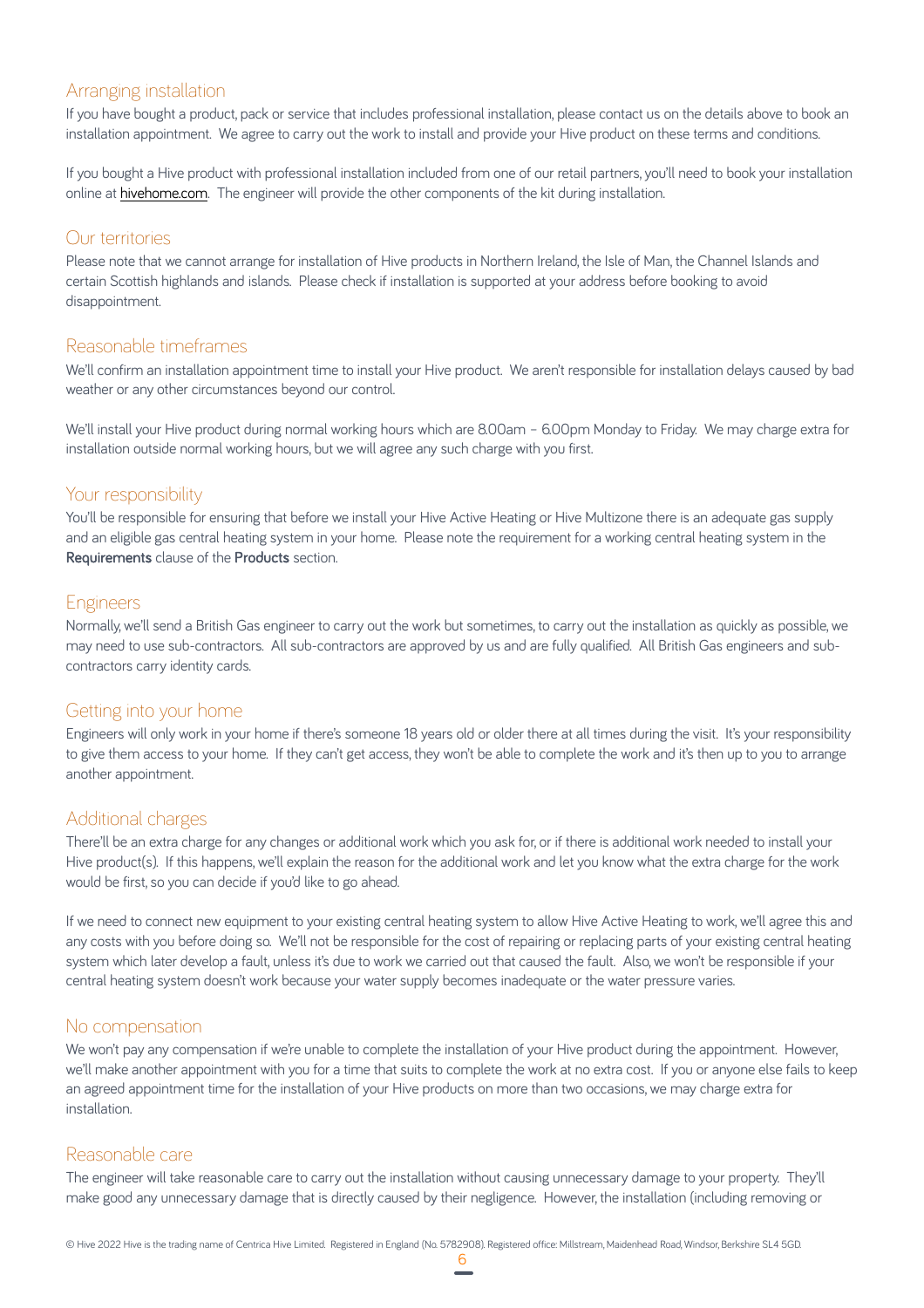## Arranging installation

If you have bought a product, pack or service that includes professional installation, please contact us on the details above to book an installation appointment. We agree to carry out the work to install and provide your Hive product on these terms and conditions.

If you bought a Hive product with professional installation included from one of our retail partners, you'll need to book your installation online at hivehome.com. The engineer will provide the other components of the kit during installation.

## Our territories

Please note that we cannot arrange for installation of Hive products in Northern Ireland, the Isle of Man, the Channel Islands and certain Scottish highlands and islands. Please check if installation is supported at your address before booking to avoid disappointment.

## Reasonable timeframes

We'll confirm an installation appointment time to install your Hive product. We aren't responsible for installation delays caused by bad weather or any other circumstances beyond our control.

We'll install your Hive product during normal working hours which are 8.00am – 6.00pm Monday to Friday. We may charge extra for installation outside normal working hours, but we will agree any such charge with you first.

## Your responsibility

You'll be responsible for ensuring that before we install your Hive Active Heating or Hive Multizone there is an adequate gas supply and an eligible gas central heating system in your home. Please note the requirement for a working central heating system in the **Requirements** clause of the **Products** section.

## Engineers

Normally, we'll send a British Gas engineer to carry out the work but sometimes, to carry out the installation as quickly as possible, we may need to use sub-contractors. All sub-contractors are approved by us and are fully qualified. All British Gas engineers and sub-contractors carry identity cards.

## Getting into your home

Engineers will only work in your home if there's someone 18 years old or older there at all times during the visit. It's your responsibility to give them access to your home. If they can't get access, they won't be able to complete the work and it's then up to you to arrange another appointment.

## Additional charges

There'll be an extra charge for any changes or additional work which you ask for, or if there is additional work needed to install your Hive product(s). If this happens, we'll explain the reason for the additional work and let you know what the extra charge for the work would be first, so you can decide if you'd like to go ahead.

If we need to connect new equipment to your existing central heating system to allow Hive Active Heating to work, we'll agree this and any costs with you before doing so. We'll not be responsible for the cost of repairing or replacing parts of your existing central heating system which later develop a fault, unless it's due to work we carried out that caused the fault. Also, we won't be responsible if your central heating system doesn't work because your water supply becomes inadequate or the water pressure varies.

## No compensation

We won't pay any compensation if we're unable to complete the installation of your Hive product during the appointment. However, we'll make another appointment with you for a time that suits to complete the work at no extra cost. If you or anyone else fails to keep an agreed appointment time for the installation of your Hive products on more than two occasions, we may charge extra for installation.

## Reasonable care

The engineer will take reasonable care to carry out the installation without causing unnecessary damage to your property. They'll make good any unnecessary damage that is directly caused by their negligence. However, the installation (including removing or

© Hive 2022 Hive is the trading name of Centrica Hive Limited. Registered in England (No. 5782908). Registered office: Millstream, Maidenhead Road, Windsor, Berkshire SL4 5GD.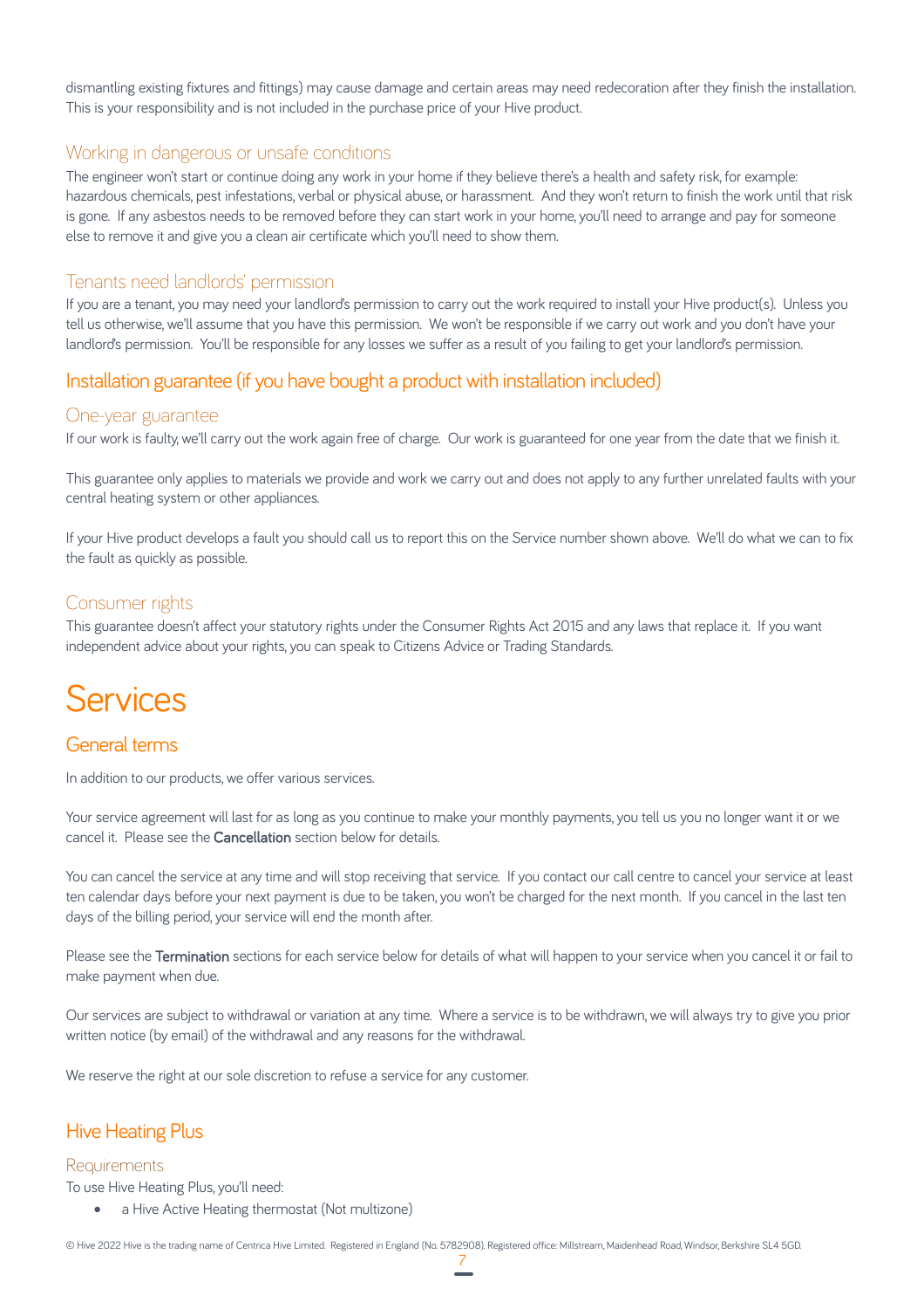dismantling existing fixtures and fittings) may cause damage and certain areas may need redecoration after they finish the installation. This is your responsibility and is not included in the purchase price of your Hive product.

### Working in dangerous or unsafe conditions

The engineer won't start or continue doing any work in your home if they believe there's a health and safety risk, for example: hazardous chemicals, pest infestations, verbal or physical abuse, or harassment. And they won't return to finish the work until that risk is gone. If any asbestos needs to be removed before they can start work in your home, you'll need to arrange and pay for someone else to remove it and give you a clean air certificate which you'll need to show them.

### Tenants need landlords' permission

If you are a tenant, you may need your landlord's permission to carry out the work required to install your Hive product(s). Unless you tell us otherwise, we'll assume that you have this permission. We won't be responsible if we carry out work and you don't have your landlord's permission. You'll be responsible for any losses we suffer as a result of you failing to get your landlord's permission.

## Installation guarantee (if you have bought a product with installation included)

### One-year guarantee

If our work is faulty, we'll carry out the work again free of charge. Our work is guaranteed for one year from the date that we finish it.

This guarantee only applies to materials we provide and work we carry out and does not apply to any further unrelated faults with your central heating system or other appliances.

If your Hive product develops a fault you should call us to report this on the Service number shown above. We'll do what we can to fix the fault as quickly as possible.

### Consumer rights

This guarantee doesn't affect your statutory rights under the Consumer Rights Act 2015 and any laws that replace it. If you want independent advice about your rights, you can speak to Citizens Advice or Trading Standards.

# Services

## General terms

In addition to our products, we offer various services.

Your service agreement will last for as long as you continue to make your monthly payments, you tell us you no longer want it or we cancel it. Please see the **Cancellation** section below for details.

You can cancel the service at any time and will stop receiving that service. If you contact our call centre to cancel your service at least ten calendar days before your next payment is due to be taken, you won't be charged for the next month. If you cancel in the last ten days of the billing period, your service will end the month after.

Please see the **Termination** sections for each service below for details of what will happen to your service when you cancel it or fail to make payment when due.

Our services are subject to withdrawal or variation at any time. Where a service is to be withdrawn, we will always try to give you prior written notice (by email) of the withdrawal and any reasons for the withdrawal.

We reserve the right at our sole discretion to refuse a service for any customer.

## Hive Heating Plus

### Requirements

To use Hive Heating Plus, you'll need:

- a Hive Active Heating thermostat (Not multizone)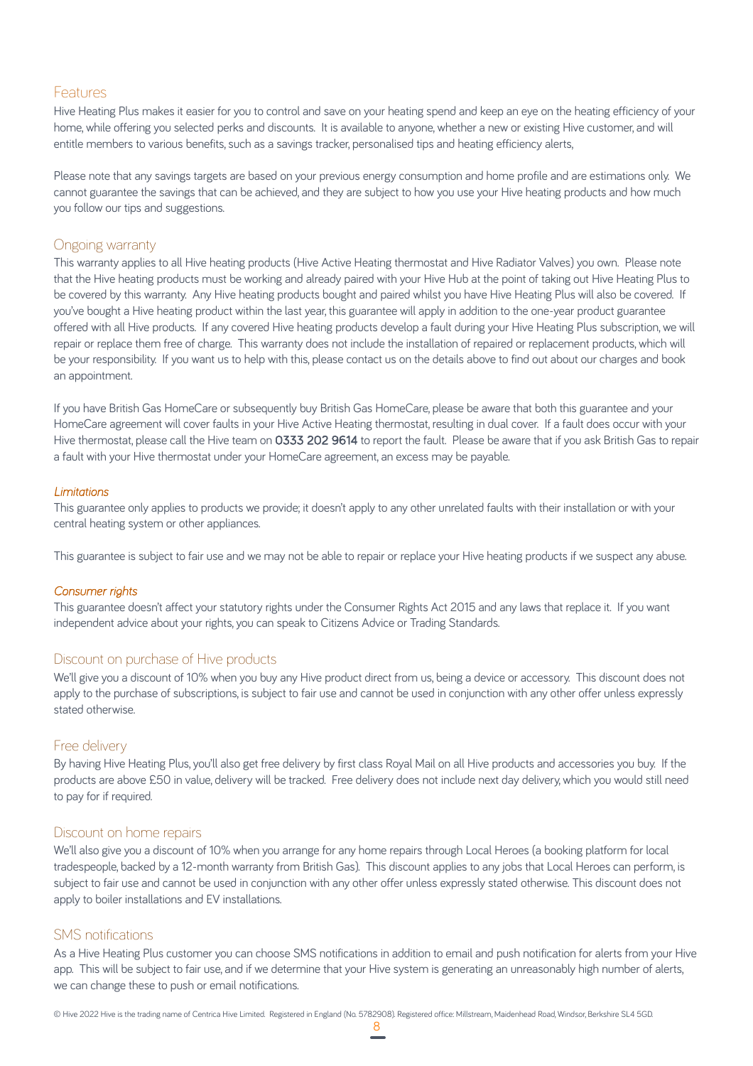## Features

Hive Heating Plus makes it easier for you to control and save on your heating spend and keep an eye on the heating efficiency of your home, while offering you selected perks and discounts. It is available to anyone, whether a new or existing Hive customer, and will entitle members to various benefits, such as a savings tracker, personalised tips and heating efficiency alerts,

Please note that any savings targets are based on your previous energy consumption and home profile and are estimations only. We cannot guarantee the savings that can be achieved, and they are subject to how you use your Hive heating products and how much you follow our tips and suggestions.

## Ongoing warranty

This warranty applies to all Hive heating products (Hive Active Heating thermostat and Hive Radiator Valves) you own. Please note that the Hive heating products must be working and already paired with your Hive Hub at the point of taking out Hive Heating Plus to be covered by this warranty. Any Hive heating products bought and paired whilst you have Hive Heating Plus will also be covered. If you've bought a Hive heating product within the last year, this guarantee will apply in addition to the one-year product guarantee offered with all Hive products. If any covered Hive heating products develop a fault during your Hive Heating Plus subscription, we will repair or replace them free of charge. This warranty does not include the installation of repaired or replacement products, which will be your responsibility. If you want us to help with this, please contact us on the details above to find out about our charges and book an appointment.

If you have British Gas HomeCare or subsequently buy British Gas HomeCare, please be aware that both this guarantee and your HomeCare agreement will cover faults in your Hive Active Heating thermostat, resulting in dual cover. If a fault does occur with your Hive thermostat, please call the Hive team on **0333 202 9614** to report the fault. Please be aware that if you ask British Gas to repair a fault with your Hive thermostat under your HomeCare agreement, an excess may be payable.

### *Limitations*

This guarantee only applies to products we provide; it doesn't apply to any other unrelated faults with their installation or with your central heating system or other appliances.

This guarantee is subject to fair use and we may not be able to repair or replace your Hive heating products if we suspect any abuse.

### *Consumer rights*

This guarantee doesn't affect your statutory rights under the Consumer Rights Act 2015 and any laws that replace it. If you want independent advice about your rights, you can speak to Citizens Advice or Trading Standards.

## Discount on purchase of Hive products

We'll give you a discount of 10% when you buy any Hive product direct from us, being a device or accessory. This discount does not apply to the purchase of subscriptions, is subject to fair use and cannot be used in conjunction with any other offer unless expressly stated otherwise.

## Free delivery

By having Hive Heating Plus, you'll also get free delivery by first class Royal Mail on all Hive products and accessories you buy. If the products are above £50 in value, delivery will be tracked. Free delivery does not include next day delivery, which you would still need to pay for if required.

## Discount on home repairs

We'll also give you a discount of 10% when you arrange for any home repairs through Local Heroes (a booking platform for local tradespeople, backed by a 12-month warranty from British Gas). This discount applies to any jobs that Local Heroes can perform, is subject to fair use and cannot be used in conjunction with any other offer unless expressly stated otherwise. This discount does not apply to boiler installations and EV installations.

## SMS notifications

As a Hive Heating Plus customer you can choose SMS notifications in addition to email and push notification for alerts from your Hive app. This will be subject to fair use, and if we determine that your Hive system is generating an unreasonably high number of alerts, we can change these to push or email notifications.

© Hive 2022 Hive is the trading name of Centrica Hive Limited. Registered in England (No. 5782908). Registered office: Millstream, Maidenhead Road, Windsor, Berkshire SL4 5GD.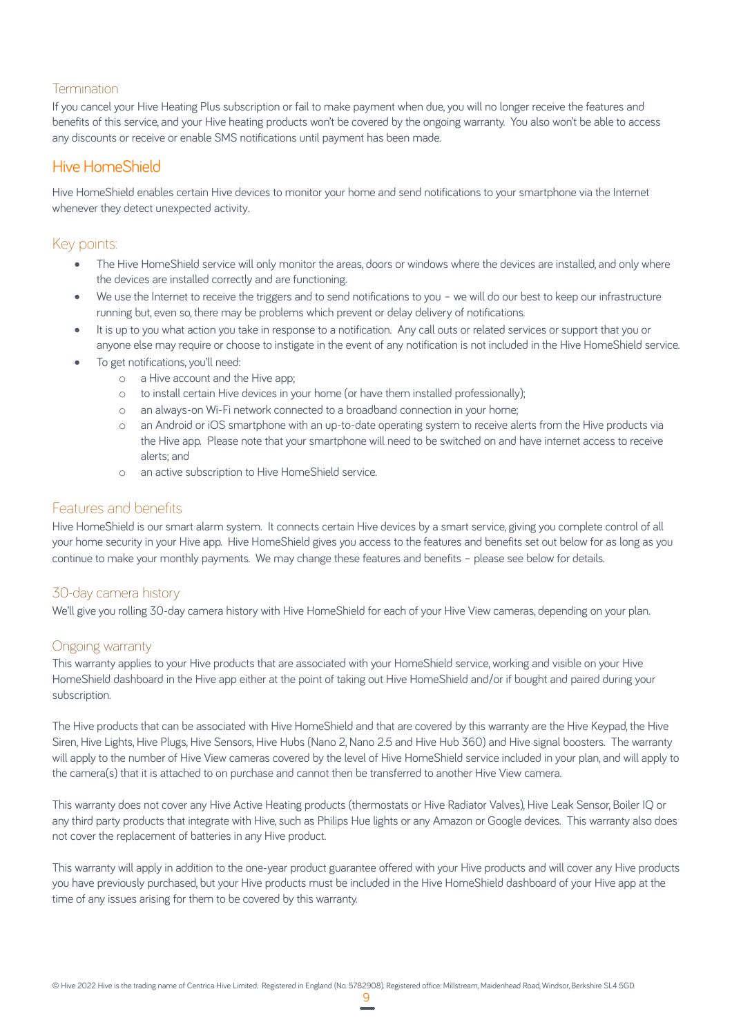### Termination

If you cancel your Hive Heating Plus subscription or fail to make payment when due, you will no longer receive the features and benefits of this service, and your Hive heating products won't be covered by the ongoing warranty. You also won't be able to access any discounts or receive or enable SMS notifications until payment has been made.

## Hive HomeShield

Hive HomeShield enables certain Hive devices to monitor your home and send notifications to your smartphone via the Internet whenever they detect unexpected activity.

### Key points:

- The Hive HomeShield service will only monitor the areas, doors or windows where the devices are installed, and only where the devices are installed correctly and are functioning.
- We use the Internet to receive the triggers and to send notifications to you – we will do our best to keep our infrastructure running but, even so, there may be problems which prevent or delay delivery of notifications.
- It is up to you what action you take in response to a notification. Any call outs or related services or support that you or anyone else may require or choose to instigate in the event of any notification is not included in the Hive HomeShield service.
- To get notifications, you'll need:
    - a Hive account and the Hive app;
    - to install certain Hive devices in your home (or have them installed professionally);
    - an always-on Wi-Fi network connected to a broadband connection in your home;
    - an Android or iOS smartphone with an up-to-date operating system to receive alerts from the Hive products via the Hive app. Please note that your smartphone will need to be switched on and have internet access to receive alerts; and
    - an active subscription to Hive HomeShield service.

### Features and benefits

Hive HomeShield is our smart alarm system. It connects certain Hive devices by a smart service, giving you complete control of all your home security in your Hive app. Hive HomeShield gives you access to the features and benefits set out below for as long as you continue to make your monthly payments. We may change these features and benefits – please see below for details.

### 30-day camera history

We'll give you rolling 30-day camera history with Hive HomeShield for each of your Hive View cameras, depending on your plan.

### Ongoing warranty

This warranty applies to your Hive products that are associated with your HomeShield service, working and visible on your Hive HomeShield dashboard in the Hive app either at the point of taking out Hive HomeShield and/or if bought and paired during your subscription.

The Hive products that can be associated with Hive HomeShield and that are covered by this warranty are the Hive Keypad, the Hive Siren, Hive Lights, Hive Plugs, Hive Sensors, Hive Hubs (Nano 2, Nano 2.5 and Hive Hub 360) and Hive signal boosters. The warranty will apply to the number of Hive View cameras covered by the level of Hive HomeShield service included in your plan, and will apply to the camera(s) that it is attached to on purchase and cannot then be transferred to another Hive View camera.

This warranty does not cover any Hive Active Heating products (thermostats or Hive Radiator Valves), Hive Leak Sensor, Boiler IQ or any third party products that integrate with Hive, such as Philips Hue lights or any Amazon or Google devices. This warranty also does not cover the replacement of batteries in any Hive product.

This warranty will apply in addition to the one-year product guarantee offered with your Hive products and will cover any Hive products you have previously purchased, but your Hive products must be included in the Hive HomeShield dashboard of your Hive app at the time of any issues arising for them to be covered by this warranty.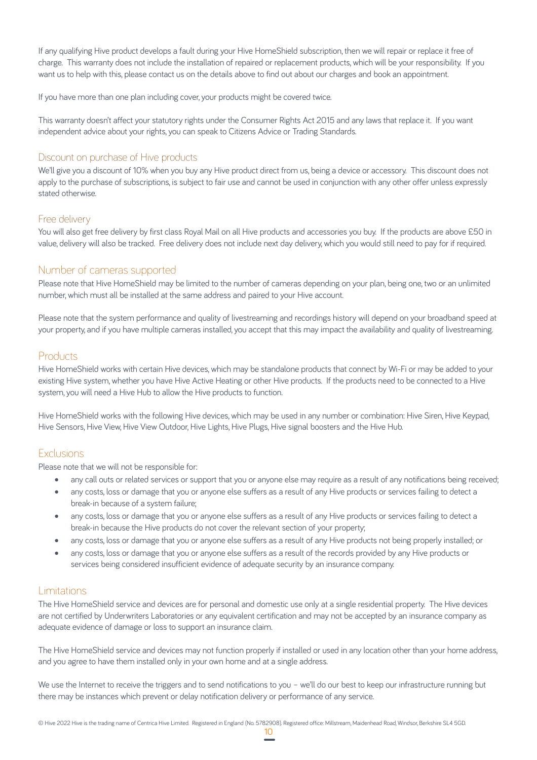If any qualifying Hive product develops a fault during your Hive HomeShield subscription, then we will repair or replace it free of charge. This warranty does not include the installation of repaired or replacement products, which will be your responsibility. If you want us to help with this, please contact us on the details above to find out about our charges and book an appointment.

If you have more than one plan including cover, your products might be covered twice.

This warranty doesn't affect your statutory rights under the Consumer Rights Act 2015 and any laws that replace it. If you want independent advice about your rights, you can speak to Citizens Advice or Trading Standards.

## Discount on purchase of Hive products

We'll give you a discount of 10% when you buy any Hive product direct from us, being a device or accessory. This discount does not apply to the purchase of subscriptions, is subject to fair use and cannot be used in conjunction with any other offer unless expressly stated otherwise.

## Free delivery

You will also get free delivery by first class Royal Mail on all Hive products and accessories you buy. If the products are above £50 in value, delivery will also be tracked. Free delivery does not include next day delivery, which you would still need to pay for if required.

## Number of cameras supported

Please note that Hive HomeShield may be limited to the number of cameras depending on your plan, being one, two or an unlimited number, which must all be installed at the same address and paired to your Hive account.

Please note that the system performance and quality of livestreaming and recordings history will depend on your broadband speed at your property, and if you have multiple cameras installed, you accept that this may impact the availability and quality of livestreaming.

## Products

Hive HomeShield works with certain Hive devices, which may be standalone products that connect by Wi-Fi or may be added to your existing Hive system, whether you have Hive Active Heating or other Hive products. If the products need to be connected to a Hive system, you will need a Hive Hub to allow the Hive products to function.

Hive HomeShield works with the following Hive devices, which may be used in any number or combination: Hive Siren, Hive Keypad, Hive Sensors, Hive View, Hive View Outdoor, Hive Lights, Hive Plugs, Hive signal boosters and the Hive Hub.

## Exclusions

Please note that we will not be responsible for:

- any call outs or related services or support that you or anyone else may require as a result of any notifications being received;
- any costs, loss or damage that you or anyone else suffers as a result of any Hive products or services failing to detect a break-in because of a system failure;
- any costs, loss or damage that you or anyone else suffers as a result of any Hive products or services failing to detect a break-in because the Hive products do not cover the relevant section of your property;
- any costs, loss or damage that you or anyone else suffers as a result of any Hive products not being properly installed; or
- any costs, loss or damage that you or anyone else suffers as a result of the records provided by any Hive products or services being considered insufficient evidence of adequate security by an insurance company.

## Limitations

The Hive HomeShield service and devices are for personal and domestic use only at a single residential property. The Hive devices are not certified by Underwriters Laboratories or any equivalent certification and may not be accepted by an insurance company as adequate evidence of damage or loss to support an insurance claim.

The Hive HomeShield service and devices may not function properly if installed or used in any location other than your home address, and you agree to have them installed only in your own home and at a single address.

We use the Internet to receive the triggers and to send notifications to you – we'll do our best to keep our infrastructure running but there may be instances which prevent or delay notification delivery or performance of any service.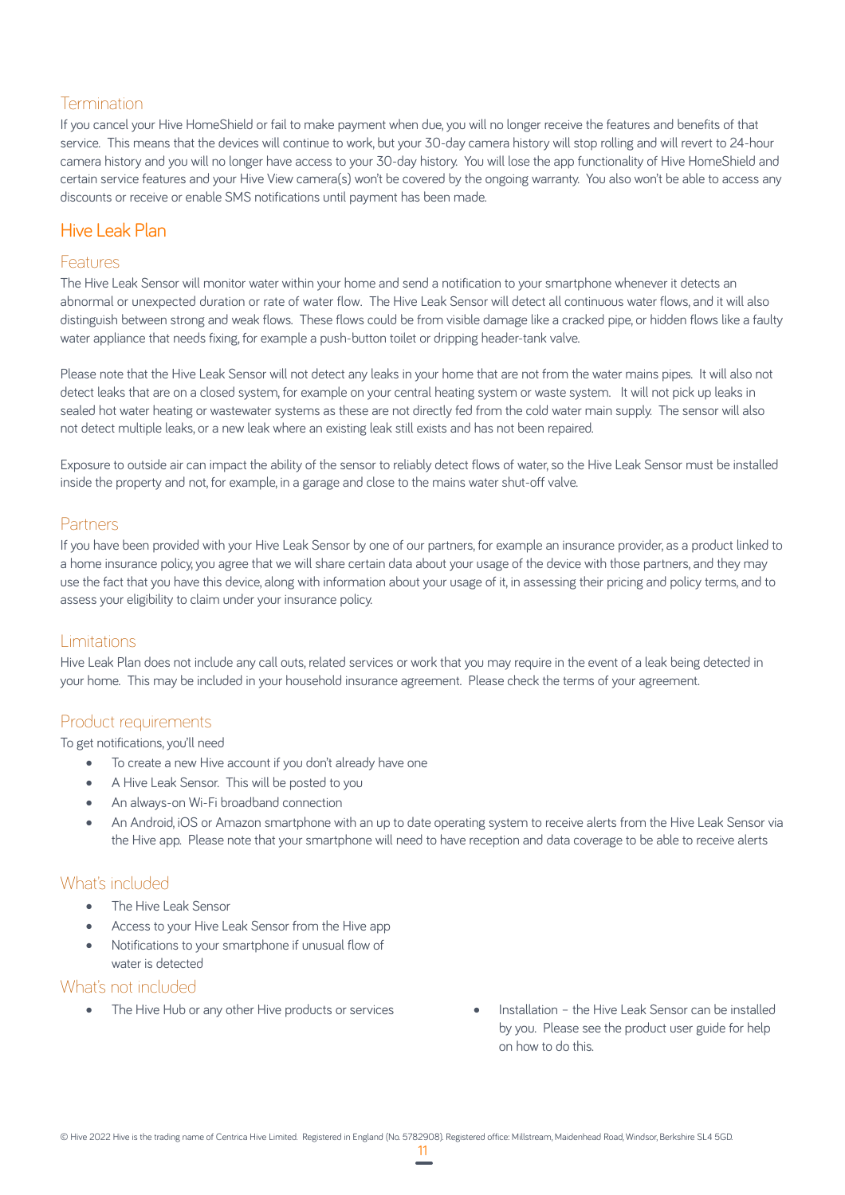### Termination

If you cancel your Hive HomeShield or fail to make payment when due, you will no longer receive the features and benefits of that service. This means that the devices will continue to work, but your 30-day camera history will stop rolling and will revert to 24-hour camera history and you will no longer have access to your 30-day history. You will lose the app functionality of Hive HomeShield and certain service features and your Hive View camera(s) won't be covered by the ongoing warranty. You also won't be able to access any discounts or receive or enable SMS notifications until payment has been made.

## Hive Leak Plan

### Features

The Hive Leak Sensor will monitor water within your home and send a notification to your smartphone whenever it detects an abnormal or unexpected duration or rate of water flow. The Hive Leak Sensor will detect all continuous water flows, and it will also distinguish between strong and weak flows. These flows could be from visible damage like a cracked pipe, or hidden flows like a faulty water appliance that needs fixing, for example a push-button toilet or dripping header-tank valve.

Please note that the Hive Leak Sensor will not detect any leaks in your home that are not from the water mains pipes. It will also not detect leaks that are on a closed system, for example on your central heating system or waste system. It will not pick up leaks in sealed hot water heating or wastewater systems as these are not directly fed from the cold water main supply. The sensor will also not detect multiple leaks, or a new leak where an existing leak still exists and has not been repaired.

Exposure to outside air can impact the ability of the sensor to reliably detect flows of water, so the Hive Leak Sensor must be installed inside the property and not, for example, in a garage and close to the mains water shut-off valve.

### Partners

If you have been provided with your Hive Leak Sensor by one of our partners, for example an insurance provider, as a product linked to a home insurance policy, you agree that we will share certain data about your usage of the device with those partners, and they may use the fact that you have this device, along with information about your usage of it, in assessing their pricing and policy terms, and to assess your eligibility to claim under your insurance policy.

### Limitations

Hive Leak Plan does not include any call outs, related services or work that you may require in the event of a leak being detected in your home. This may be included in your household insurance agreement. Please check the terms of your agreement.

### Product requirements

To get notifications, you'll need

- To create a new Hive account if you don't already have one
- A Hive Leak Sensor. This will be posted to you
- An always-on Wi-Fi broadband connection
- An Android, iOS or Amazon smartphone with an up to date operating system to receive alerts from the Hive Leak Sensor via the Hive app. Please note that your smartphone will need to have reception and data coverage to be able to receive alerts

### What's included

- The Hive Leak Sensor
- Access to your Hive Leak Sensor from the Hive app
- Notifications to your smartphone if unusual flow of water is detected

### What's not included

- The Hive Hub or any other Hive products or services
- Installation – the Hive Leak Sensor can be installed by you. Please see the product user guide for help on how to do this.

© Hive 2022 Hive is the trading name of Centrica Hive Limited. Registered in England (No. 5782908). Registered office: Millstream, Maidenhead Road, Windsor, Berkshire SL4 5GD.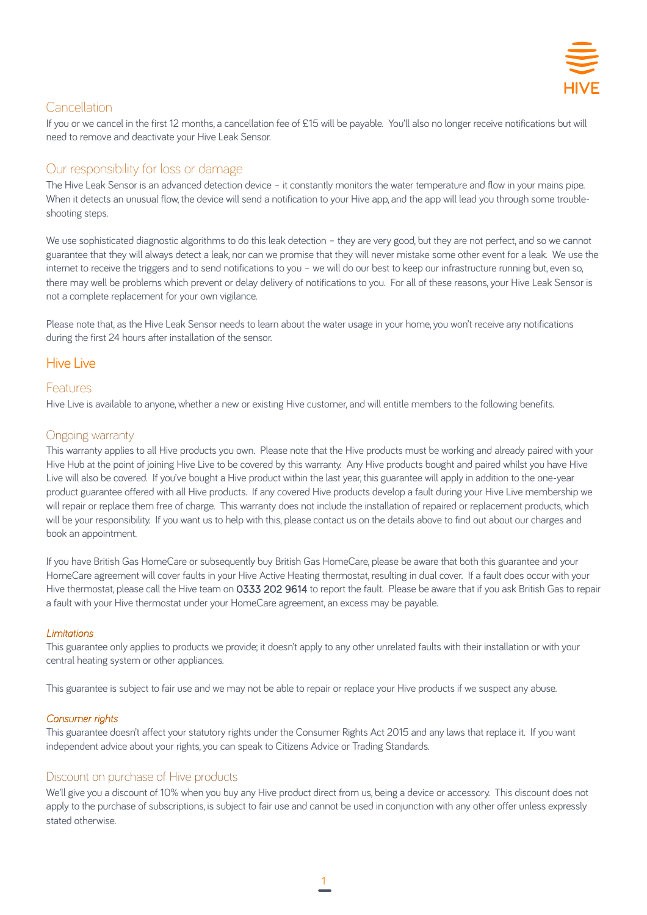## Cancellation

If you or we cancel in the first 12 months, a cancellation fee of £15 will be payable. You'll also no longer receive notifications but will need to remove and deactivate your Hive Leak Sensor.

## Our responsibility for loss or damage

The Hive Leak Sensor is an advanced detection device – it constantly monitors the water temperature and flow in your mains pipe. When it detects an unusual flow, the device will send a notification to your Hive app, and the app will lead you through some trouble-shooting steps.

We use sophisticated diagnostic algorithms to do this leak detection – they are very good, but they are not perfect, and so we cannot guarantee that they will always detect a leak, nor can we promise that they will never mistake some other event for a leak. We use the internet to receive the triggers and to send notifications to you – we will do our best to keep our infrastructure running but, even so, there may well be problems which prevent or delay delivery of notifications to you. For all of these reasons, your Hive Leak Sensor is not a complete replacement for your own vigilance.

Please note that, as the Hive Leak Sensor needs to learn about the water usage in your home, you won't receive any notifications during the first 24 hours after installation of the sensor.

# Hive Live

## Features

Hive Live is available to anyone, whether a new or existing Hive customer, and will entitle members to the following benefits.

## Ongoing warranty

This warranty applies to all Hive products you own. Please note that the Hive products must be working and already paired with your Hive Hub at the point of joining Hive Live to be covered by this warranty. Any Hive products bought and paired whilst you have Hive Live will also be covered. If you've bought a Hive product within the last year, this guarantee will apply in addition to the one-year product guarantee offered with all Hive products. If any covered Hive products develop a fault during your Hive Live membership we will repair or replace them free of charge. This warranty does not include the installation of repaired or replacement products, which will be your responsibility. If you want us to help with this, please contact us on the details above to find out about our charges and book an appointment.

If you have British Gas HomeCare or subsequently buy British Gas HomeCare, please be aware that both this guarantee and your HomeCare agreement will cover faults in your Hive Active Heating thermostat, resulting in dual cover. If a fault does occur with your Hive thermostat, please call the Hive team on **0333 202 9614** to report the fault. Please be aware that if you ask British Gas to repair a fault with your Hive thermostat under your HomeCare agreement, an excess may be payable.

### *Limitations*

This guarantee only applies to products we provide; it doesn't apply to any other unrelated faults with their installation or with your central heating system or other appliances.

This guarantee is subject to fair use and we may not be able to repair or replace your Hive products if we suspect any abuse.

### *Consumer rights*

This guarantee doesn't affect your statutory rights under the Consumer Rights Act 2015 and any laws that replace it. If you want independent advice about your rights, you can speak to Citizens Advice or Trading Standards.

## Discount on purchase of Hive products

We'll give you a discount of 10% when you buy any Hive product direct from us, being a device or accessory. This discount does not apply to the purchase of subscriptions, is subject to fair use and cannot be used in conjunction with any other offer unless expressly stated otherwise.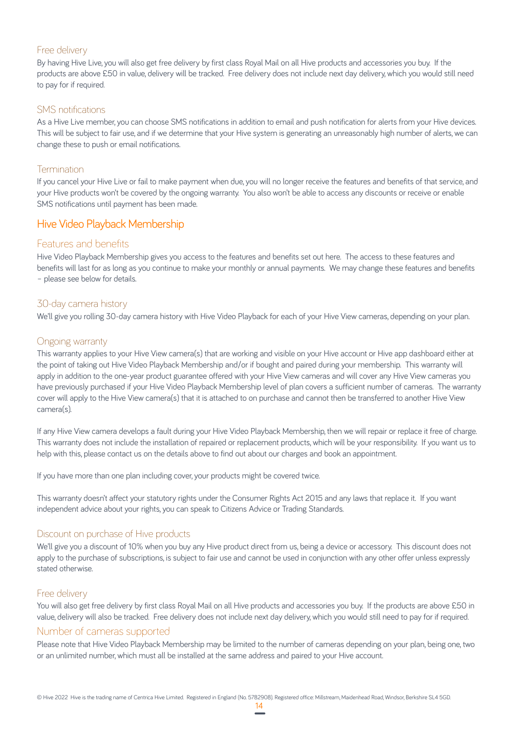### Free delivery

By having Hive Live, you will also get free delivery by first class Royal Mail on all Hive products and accessories you buy. If the products are above £50 in value, delivery will be tracked. Free delivery does not include next day delivery, which you would still need to pay for if required.

### SMS notifications

As a Hive Live member, you can choose SMS notifications in addition to email and push notification for alerts from your Hive devices. This will be subject to fair use, and if we determine that your Hive system is generating an unreasonably high number of alerts, we can change these to push or email notifications.

### Termination

If you cancel your Hive Live or fail to make payment when due, you will no longer receive the features and benefits of that service, and your Hive products won't be covered by the ongoing warranty. You also won't be able to access any discounts or receive or enable SMS notifications until payment has been made.

## Hive Video Playback Membership

### Features and benefits

Hive Video Playback Membership gives you access to the features and benefits set out here. The access to these features and benefits will last for as long as you continue to make your monthly or annual payments. We may change these features and benefits – please see below for details.

### 30-day camera history

We'll give you rolling 30-day camera history with Hive Video Playback for each of your Hive View cameras, depending on your plan.

### Ongoing warranty

This warranty applies to your Hive View camera(s) that are working and visible on your Hive account or Hive app dashboard either at the point of taking out Hive Video Playback Membership and/or if bought and paired during your membership. This warranty will apply in addition to the one-year product guarantee offered with your Hive View cameras and will cover any Hive View cameras you have previously purchased if your Hive Video Playback Membership level of plan covers a sufficient number of cameras. The warranty cover will apply to the Hive View camera(s) that it is attached to on purchase and cannot then be transferred to another Hive View camera(s).

If any Hive View camera develops a fault during your Hive Video Playback Membership, then we will repair or replace it free of charge. This warranty does not include the installation of repaired or replacement products, which will be your responsibility. If you want us to help with this, please contact us on the details above to find out about our charges and book an appointment.

If you have more than one plan including cover, your products might be covered twice.

This warranty doesn't affect your statutory rights under the Consumer Rights Act 2015 and any laws that replace it. If you want independent advice about your rights, you can speak to Citizens Advice or Trading Standards.

### Discount on purchase of Hive products

We'll give you a discount of 10% when you buy any Hive product direct from us, being a device or accessory. This discount does not apply to the purchase of subscriptions, is subject to fair use and cannot be used in conjunction with any other offer unless expressly stated otherwise.

### Free delivery

You will also get free delivery by first class Royal Mail on all Hive products and accessories you buy. If the products are above £50 in value, delivery will also be tracked. Free delivery does not include next day delivery, which you would still need to pay for if required.

### Number of cameras supported

Please note that Hive Video Playback Membership may be limited to the number of cameras depending on your plan, being one, two or an unlimited number, which must all be installed at the same address and paired to your Hive account.

© Hive 2022 Hive is the trading name of Centrica Hive Limited. Registered in England (No. 5782908). Registered office: Millstream, Maidenhead Road, Windsor, Berkshire SL4 5GD.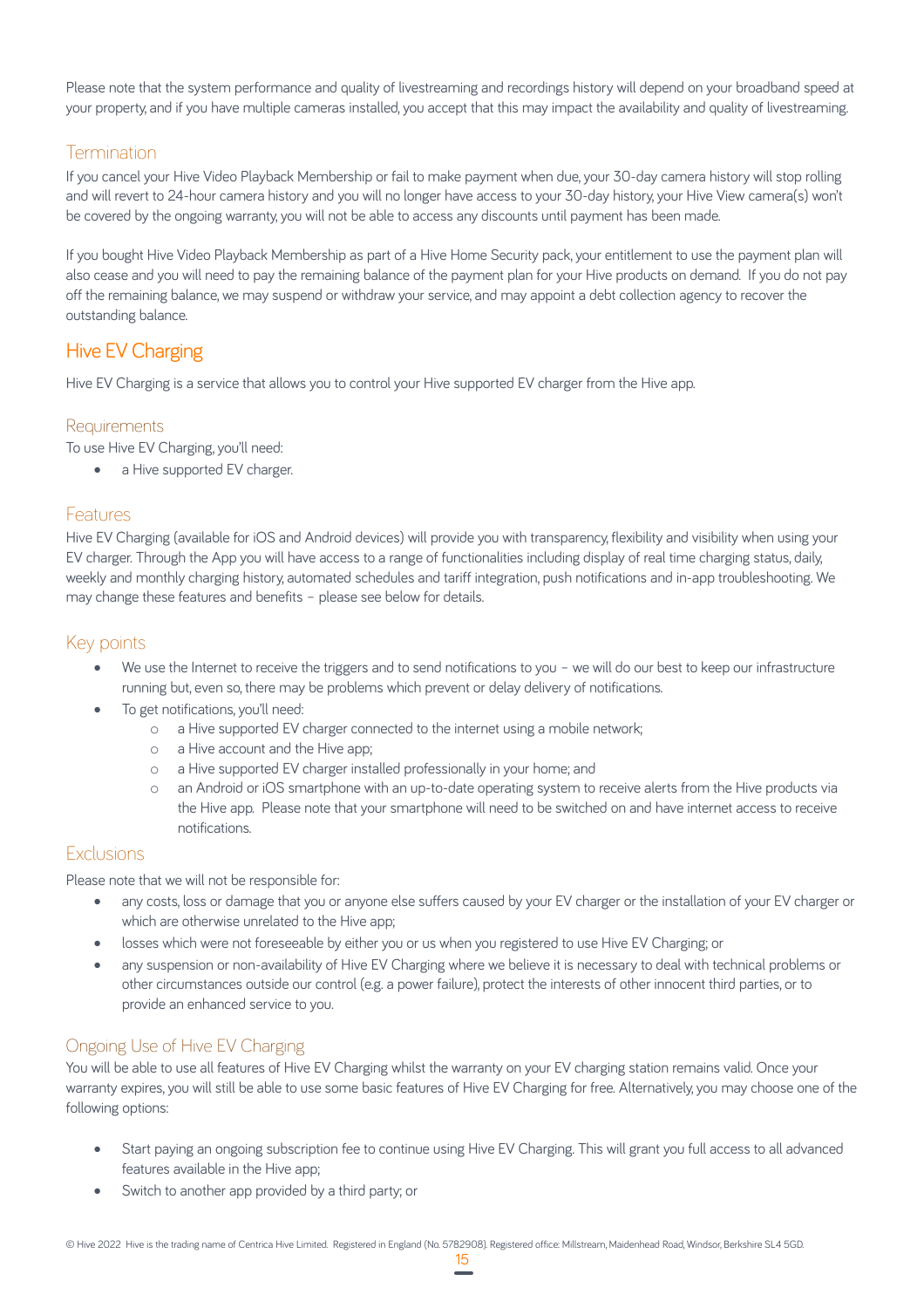Please note that the system performance and quality of livestreaming and recordings history will depend on your broadband speed at your property, and if you have multiple cameras installed, you accept that this may impact the availability and quality of livestreaming.

### Termination

If you cancel your Hive Video Playback Membership or fail to make payment when due, your 30-day camera history will stop rolling and will revert to 24-hour camera history and you will no longer have access to your 30-day history, your Hive View camera(s) won't be covered by the ongoing warranty, you will not be able to access any discounts until payment has been made.

If you bought Hive Video Playback Membership as part of a Hive Home Security pack, your entitlement to use the payment plan will also cease and you will need to pay the remaining balance of the payment plan for your Hive products on demand. If you do not pay off the remaining balance, we may suspend or withdraw your service, and may appoint a debt collection agency to recover the outstanding balance.

## Hive EV Charging

Hive EV Charging is a service that allows you to control your Hive supported EV charger from the Hive app.

### Requirements

To use Hive EV Charging, you'll need:

- a Hive supported EV charger.

### Features

Hive EV Charging (available for iOS and Android devices) will provide you with transparency, flexibility and visibility when using your EV charger. Through the App you will have access to a range of functionalities including display of real time charging status, daily, weekly and monthly charging history, automated schedules and tariff integration, push notifications and in-app troubleshooting. We may change these features and benefits – please see below for details.

### Key points

- We use the Internet to receive the triggers and to send notifications to you – we will do our best to keep our infrastructure running but, even so, there may be problems which prevent or delay delivery of notifications.
- To get notifications, you'll need:
  - a Hive supported EV charger connected to the internet using a mobile network;
  - a Hive account and the Hive app;
  - a Hive supported EV charger installed professionally in your home; and
  - an Android or iOS smartphone with an up-to-date operating system to receive alerts from the Hive products via the Hive app. Please note that your smartphone will need to be switched on and have internet access to receive notifications.

### Exclusions

Please note that we will not be responsible for:

- any costs, loss or damage that you or anyone else suffers caused by your EV charger or the installation of your EV charger or which are otherwise unrelated to the Hive app;
- losses which were not foreseeable by either you or us when you registered to use Hive EV Charging; or
- any suspension or non-availability of Hive EV Charging where we believe it is necessary to deal with technical problems or other circumstances outside our control (e.g. a power failure), protect the interests of other innocent third parties, or to provide an enhanced service to you.

### Ongoing Use of Hive EV Charging

You will be able to use all features of Hive EV Charging whilst the warranty on your EV charging station remains valid. Once your warranty expires, you will still be able to use some basic features of Hive EV Charging for free. Alternatively, you may choose one of the following options:

- Start paying an ongoing subscription fee to continue using Hive EV Charging. This will grant you full access to all advanced features available in the Hive app;
- Switch to another app provided by a third party; or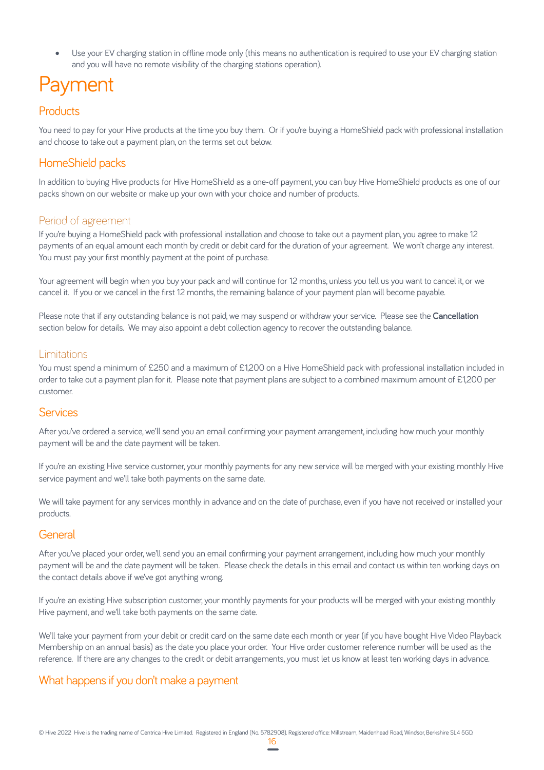- Use your EV charging station in offline mode only (this means no authentication is required to use your EV charging station and you will have no remote visibility of the charging stations operation).

# Payment

## Products

You need to pay for your Hive products at the time you buy them. Or if you're buying a HomeShield pack with professional installation and choose to take out a payment plan, on the terms set out below.

## HomeShield packs

In addition to buying Hive products for Hive HomeShield as a one-off payment, you can buy Hive HomeShield products as one of our packs shown on our website or make up your own with your choice and number of products.

### Period of agreement

If you're buying a HomeShield pack with professional installation and choose to take out a payment plan, you agree to make 12 payments of an equal amount each month by credit or debit card for the duration of your agreement. We won't charge any interest. You must pay your first monthly payment at the point of purchase.

Your agreement will begin when you buy your pack and will continue for 12 months, unless you tell us you want to cancel it, or we cancel it. If you or we cancel in the first 12 months, the remaining balance of your payment plan will become payable.

Please note that if any outstanding balance is not paid, we may suspend or withdraw your service. Please see the **Cancellation** section below for details. We may also appoint a debt collection agency to recover the outstanding balance.

### Limitations

You must spend a minimum of £250 and a maximum of £1,200 on a Hive HomeShield pack with professional installation included in order to take out a payment plan for it. Please note that payment plans are subject to a combined maximum amount of £1,200 per customer.

## Services

After you've ordered a service, we'll send you an email confirming your payment arrangement, including how much your monthly payment will be and the date payment will be taken.

If you're an existing Hive service customer, your monthly payments for any new service will be merged with your existing monthly Hive service payment and we'll take both payments on the same date.

We will take payment for any services monthly in advance and on the date of purchase, even if you have not received or installed your products.

## General

After you've placed your order, we'll send you an email confirming your payment arrangement, including how much your monthly payment will be and the date payment will be taken. Please check the details in this email and contact us within ten working days on the contact details above if we've got anything wrong.

If you're an existing Hive subscription customer, your monthly payments for your products will be merged with your existing monthly Hive payment, and we'll take both payments on the same date.

We'll take your payment from your debit or credit card on the same date each month or year (if you have bought Hive Video Playback Membership on an annual basis) as the date you place your order. Your Hive order customer reference number will be used as the reference. If there are any changes to the credit or debit arrangements, you must let us know at least ten working days in advance.

## What happens if you don't make a payment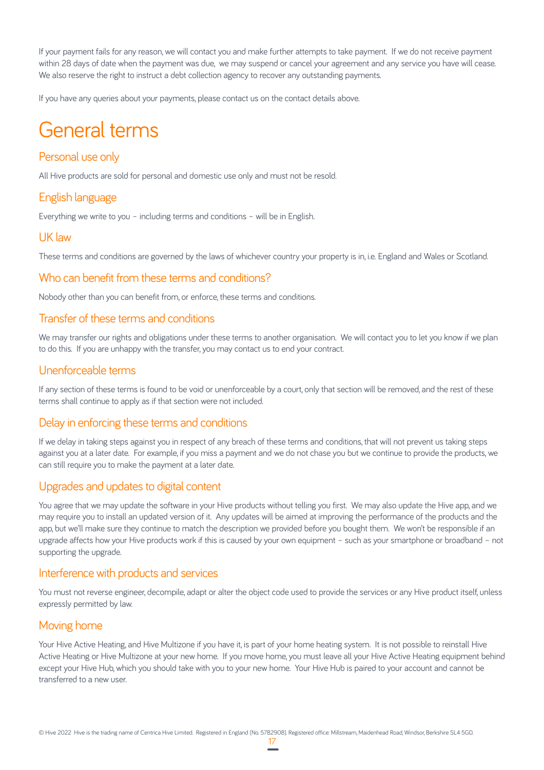If your payment fails for any reason, we will contact you and make further attempts to take payment. If we do not receive payment within 28 days of date when the payment was due, we may suspend or cancel your agreement and any service you have will cease. We also reserve the right to instruct a debt collection agency to recover any outstanding payments.

If you have any queries about your payments, please contact us on the contact details above.

# General terms

## Personal use only

All Hive products are sold for personal and domestic use only and must not be resold.

## English language

Everything we write to you – including terms and conditions – will be in English.

## UK law

These terms and conditions are governed by the laws of whichever country your property is in, i.e. England and Wales or Scotland.

## Who can benefit from these terms and conditions?

Nobody other than you can benefit from, or enforce, these terms and conditions.

## Transfer of these terms and conditions

We may transfer our rights and obligations under these terms to another organisation. We will contact you to let you know if we plan to do this. If you are unhappy with the transfer, you may contact us to end your contract.

## Unenforceable terms

If any section of these terms is found to be void or unenforceable by a court, only that section will be removed, and the rest of these terms shall continue to apply as if that section were not included.

## Delay in enforcing these terms and conditions

If we delay in taking steps against you in respect of any breach of these terms and conditions, that will not prevent us taking steps against you at a later date. For example, if you miss a payment and we do not chase you but we continue to provide the products, we can still require you to make the payment at a later date.

## Upgrades and updates to digital content

You agree that we may update the software in your Hive products without telling you first. We may also update the Hive app, and we may require you to install an updated version of it. Any updates will be aimed at improving the performance of the products and the app, but we'll make sure they continue to match the description we provided before you bought them. We won't be responsible if an upgrade affects how your Hive products work if this is caused by your own equipment – such as your smartphone or broadband – not supporting the upgrade.

## Interference with products and services

You must not reverse engineer, decompile, adapt or alter the object code used to provide the services or any Hive product itself, unless expressly permitted by law.

## Moving home

Your Hive Active Heating, and Hive Multizone if you have it, is part of your home heating system. It is not possible to reinstall Hive Active Heating or Hive Multizone at your new home. If you move home, you must leave all your Hive Active Heating equipment behind except your Hive Hub, which you should take with you to your new home. Your Hive Hub is paired to your account and cannot be transferred to a new user.

© Hive 2022 Hive is the trading name of Centrica Hive Limited. Registered in England (No. 5782908). Registered office: Millstream, Maidenhead Road, Windsor, Berkshire SL4 5GD.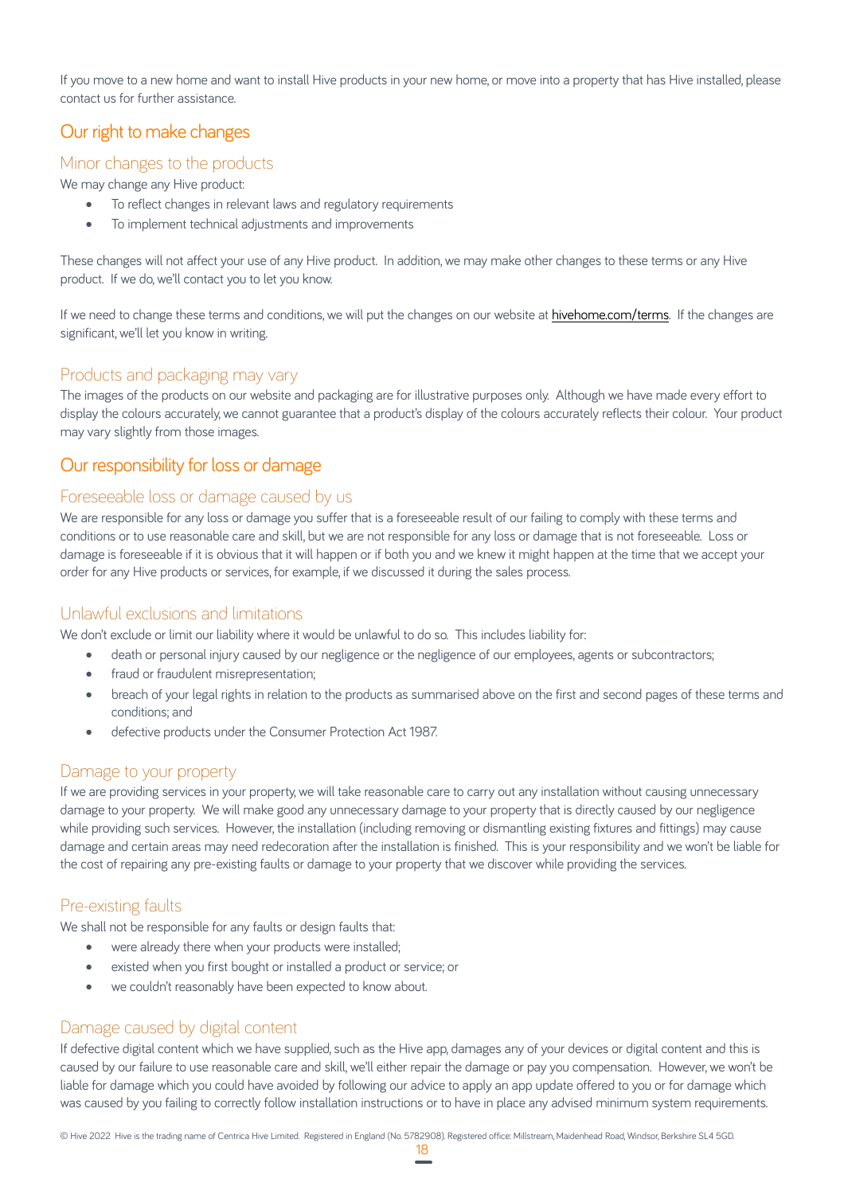If you move to a new home and want to install Hive products in your new home, or move into a property that has Hive installed, please contact us for further assistance.

## Our right to make changes

### Minor changes to the products

We may change any Hive product:

- To reflect changes in relevant laws and regulatory requirements
- To implement technical adjustments and improvements

These changes will not affect your use of any Hive product. In addition, we may make other changes to these terms or any Hive product. If we do, we'll contact you to let you know.

If we need to change these terms and conditions, we will put the changes on our website at hivehome.com/terms. If the changes are significant, we'll let you know in writing.

### Products and packaging may vary

The images of the products on our website and packaging are for illustrative purposes only. Although we have made every effort to display the colours accurately, we cannot guarantee that a product's display of the colours accurately reflects their colour. Your product may vary slightly from those images.

## Our responsibility for loss or damage

### Foreseeable loss or damage caused by us

We are responsible for any loss or damage you suffer that is a foreseeable result of our failing to comply with these terms and conditions or to use reasonable care and skill, but we are not responsible for any loss or damage that is not foreseeable. Loss or damage is foreseeable if it is obvious that it will happen or if both you and we knew it might happen at the time that we accept your order for any Hive products or services, for example, if we discussed it during the sales process.

### Unlawful exclusions and limitations

We don't exclude or limit our liability where it would be unlawful to do so. This includes liability for:

- death or personal injury caused by our negligence or the negligence of our employees, agents or subcontractors;
- fraud or fraudulent misrepresentation;
- breach of your legal rights in relation to the products as summarised above on the first and second pages of these terms and conditions; and
- defective products under the Consumer Protection Act 1987.

### Damage to your property

If we are providing services in your property, we will take reasonable care to carry out any installation without causing unnecessary damage to your property. We will make good any unnecessary damage to your property that is directly caused by our negligence while providing such services. However, the installation (including removing or dismantling existing fixtures and fittings) may cause damage and certain areas may need redecoration after the installation is finished. This is your responsibility and we won't be liable for the cost of repairing any pre-existing faults or damage to your property that we discover while providing the services.

### Pre-existing faults

We shall not be responsible for any faults or design faults that:

- were already there when your products were installed;
- existed when you first bought or installed a product or service; or
- we couldn't reasonably have been expected to know about.

### Damage caused by digital content

If defective digital content which we have supplied, such as the Hive app, damages any of your devices or digital content and this is caused by our failure to use reasonable care and skill, we'll either repair the damage or pay you compensation. However, we won't be liable for damage which you could have avoided by following our advice to apply an app update offered to you or for damage which was caused by you failing to correctly follow installation instructions or to have in place any advised minimum system requirements.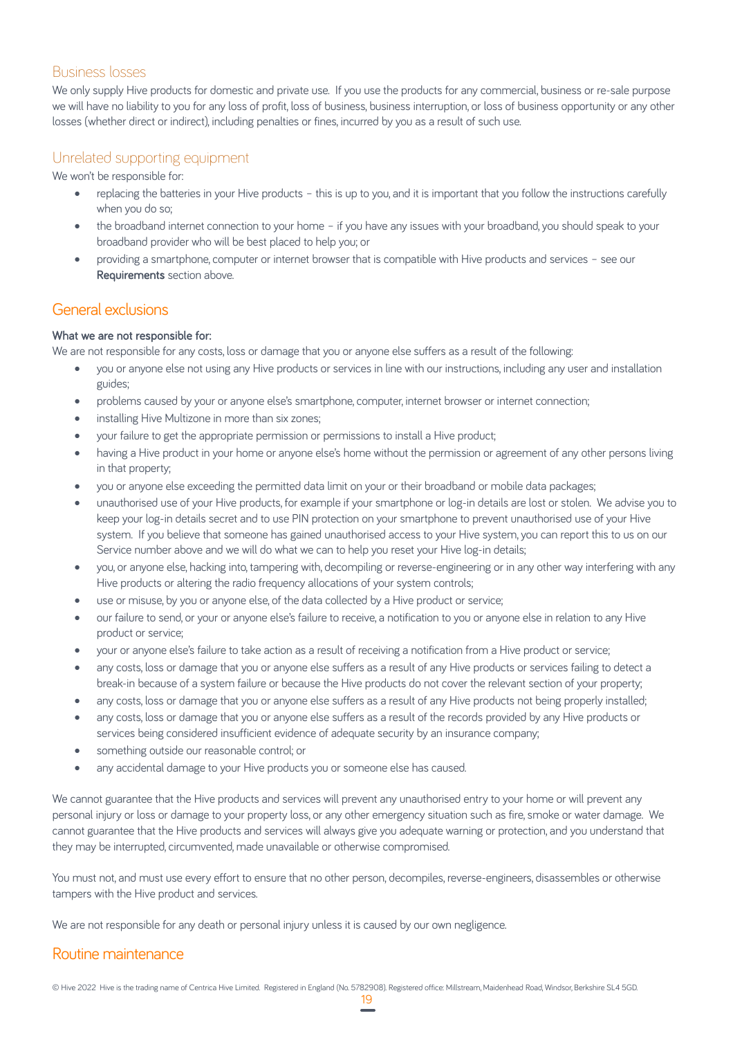## Business losses

We only supply Hive products for domestic and private use. If you use the products for any commercial, business or re-sale purpose we will have no liability to you for any loss of profit, loss of business, business interruption, or loss of business opportunity or any other losses (whether direct or indirect), including penalties or fines, incurred by you as a result of such use.

## Unrelated supporting equipment

We won't be responsible for:

- replacing the batteries in your Hive products – this is up to you, and it is important that you follow the instructions carefully when you do so;
- the broadband internet connection to your home – if you have any issues with your broadband, you should speak to your broadband provider who will be best placed to help you; or
- providing a smartphone, computer or internet browser that is compatible with Hive products and services – see our **Requirements** section above.

## General exclusions

**What we are not responsible for:**

We are not responsible for any costs, loss or damage that you or anyone else suffers as a result of the following:

- you or anyone else not using any Hive products or services in line with our instructions, including any user and installation guides;
- problems caused by your or anyone else's smartphone, computer, internet browser or internet connection;
- installing Hive Multizone in more than six zones;
- your failure to get the appropriate permission or permissions to install a Hive product;
- having a Hive product in your home or anyone else's home without the permission or agreement of any other persons living in that property;
- you or anyone else exceeding the permitted data limit on your or their broadband or mobile data packages;
- unauthorised use of your Hive products, for example if your smartphone or log-in details are lost or stolen. We advise you to keep your log-in details secret and to use PIN protection on your smartphone to prevent unauthorised use of your Hive system. If you believe that someone has gained unauthorised access to your Hive system, you can report this to us on our Service number above and we will do what we can to help you reset your Hive log-in details;
- you, or anyone else, hacking into, tampering with, decompiling or reverse-engineering or in any other way interfering with any Hive products or altering the radio frequency allocations of your system controls;
- use or misuse, by you or anyone else, of the data collected by a Hive product or service;
- our failure to send, or your or anyone else's failure to receive, a notification to you or anyone else in relation to any Hive product or service;
- your or anyone else's failure to take action as a result of receiving a notification from a Hive product or service;
- any costs, loss or damage that you or anyone else suffers as a result of any Hive products or services failing to detect a break-in because of a system failure or because the Hive products do not cover the relevant section of your property;
- any costs, loss or damage that you or anyone else suffers as a result of any Hive products not being properly installed;
- any costs, loss or damage that you or anyone else suffers as a result of the records provided by any Hive products or services being considered insufficient evidence of adequate security by an insurance company;
- something outside our reasonable control; or
- any accidental damage to your Hive products you or someone else has caused.

We cannot guarantee that the Hive products and services will prevent any unauthorised entry to your home or will prevent any personal injury or loss or damage to your property loss, or any other emergency situation such as fire, smoke or water damage. We cannot guarantee that the Hive products and services will always give you adequate warning or protection, and you understand that they may be interrupted, circumvented, made unavailable or otherwise compromised.

You must not, and must use every effort to ensure that no other person, decompiles, reverse-engineers, disassembles or otherwise tampers with the Hive product and services.

We are not responsible for any death or personal injury unless it is caused by our own negligence.

## Routine maintenance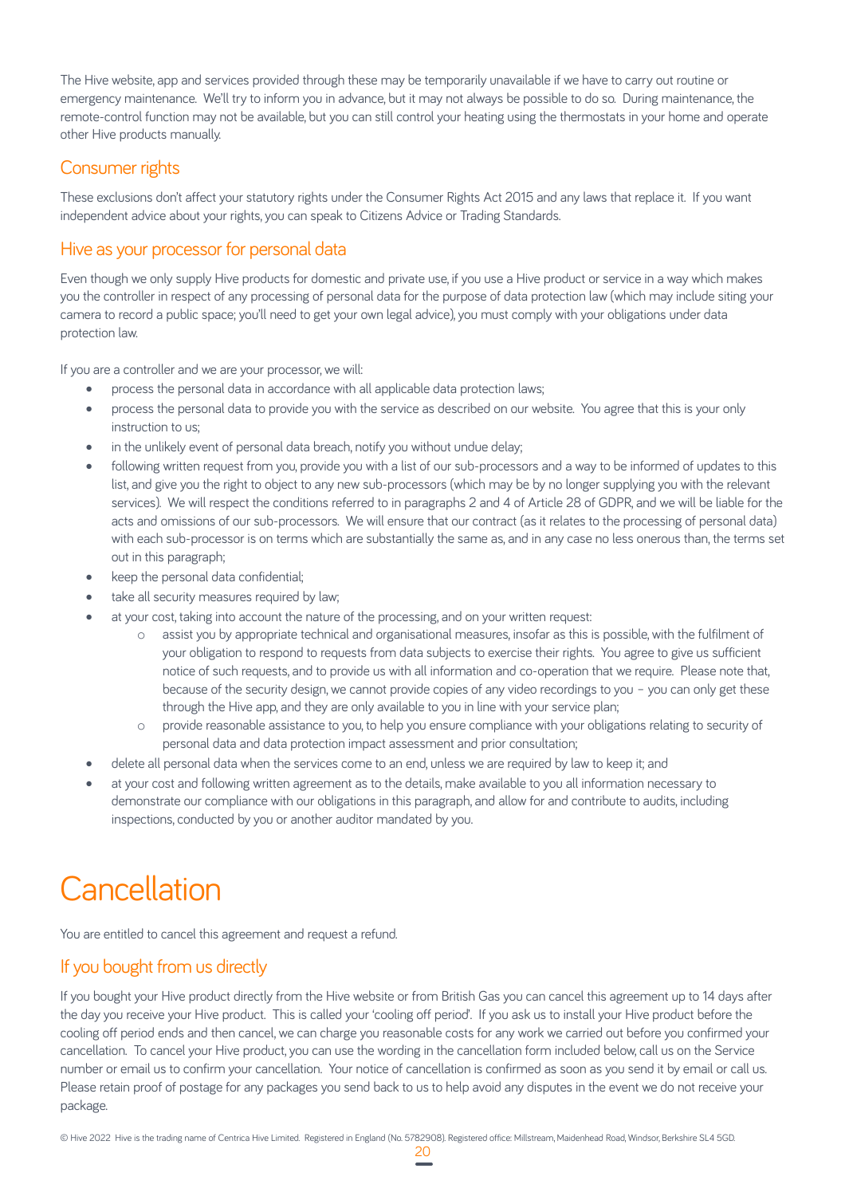The Hive website, app and services provided through these may be temporarily unavailable if we have to carry out routine or emergency maintenance. We'll try to inform you in advance, but it may not always be possible to do so. During maintenance, the remote-control function may not be available, but you can still control your heating using the thermostats in your home and operate other Hive products manually.

## Consumer rights

These exclusions don't affect your statutory rights under the Consumer Rights Act 2015 and any laws that replace it. If you want independent advice about your rights, you can speak to Citizens Advice or Trading Standards.

## Hive as your processor for personal data

Even though we only supply Hive products for domestic and private use, if you use a Hive product or service in a way which makes you the controller in respect of any processing of personal data for the purpose of data protection law (which may include siting your camera to record a public space; you'll need to get your own legal advice), you must comply with your obligations under data protection law.

If you are a controller and we are your processor, we will:

- process the personal data in accordance with all applicable data protection laws;
- process the personal data to provide you with the service as described on our website. You agree that this is your only instruction to us;
- in the unlikely event of personal data breach, notify you without undue delay;
- following written request from you, provide you with a list of our sub-processors and a way to be informed of updates to this list, and give you the right to object to any new sub-processors (which may be by no longer supplying you with the relevant services). We will respect the conditions referred to in paragraphs 2 and 4 of Article 28 of GDPR, and we will be liable for the acts and omissions of our sub-processors. We will ensure that our contract (as it relates to the processing of personal data) with each sub-processor is on terms which are substantially the same as, and in any case no less onerous than, the terms set out in this paragraph;
- keep the personal data confidential;
- take all security measures required by law;
- at your cost, taking into account the nature of the processing, and on your written request:
    - assist you by appropriate technical and organisational measures, insofar as this is possible, with the fulfilment of your obligation to respond to requests from data subjects to exercise their rights. You agree to give us sufficient notice of such requests, and to provide us with all information and co-operation that we require. Please note that, because of the security design, we cannot provide copies of any video recordings to you – you can only get these through the Hive app, and they are only available to you in line with your service plan;
    - provide reasonable assistance to you, to help you ensure compliance with your obligations relating to security of personal data and data protection impact assessment and prior consultation;
- delete all personal data when the services come to an end, unless we are required by law to keep it; and
- at your cost and following written agreement as to the details, make available to you all information necessary to demonstrate our compliance with our obligations in this paragraph, and allow for and contribute to audits, including inspections, conducted by you or another auditor mandated by you.

# Cancellation

You are entitled to cancel this agreement and request a refund.

## If you bought from us directly

If you bought your Hive product directly from the Hive website or from British Gas you can cancel this agreement up to 14 days after the day you receive your Hive product. This is called your 'cooling off period'. If you ask us to install your Hive product before the cooling off period ends and then cancel, we can charge you reasonable costs for any work we carried out before you confirmed your cancellation. To cancel your Hive product, you can use the wording in the cancellation form included below, call us on the Service number or email us to confirm your cancellation. Your notice of cancellation is confirmed as soon as you send it by email or call us. Please retain proof of postage for any packages you send back to us to help avoid any disputes in the event we do not receive your package.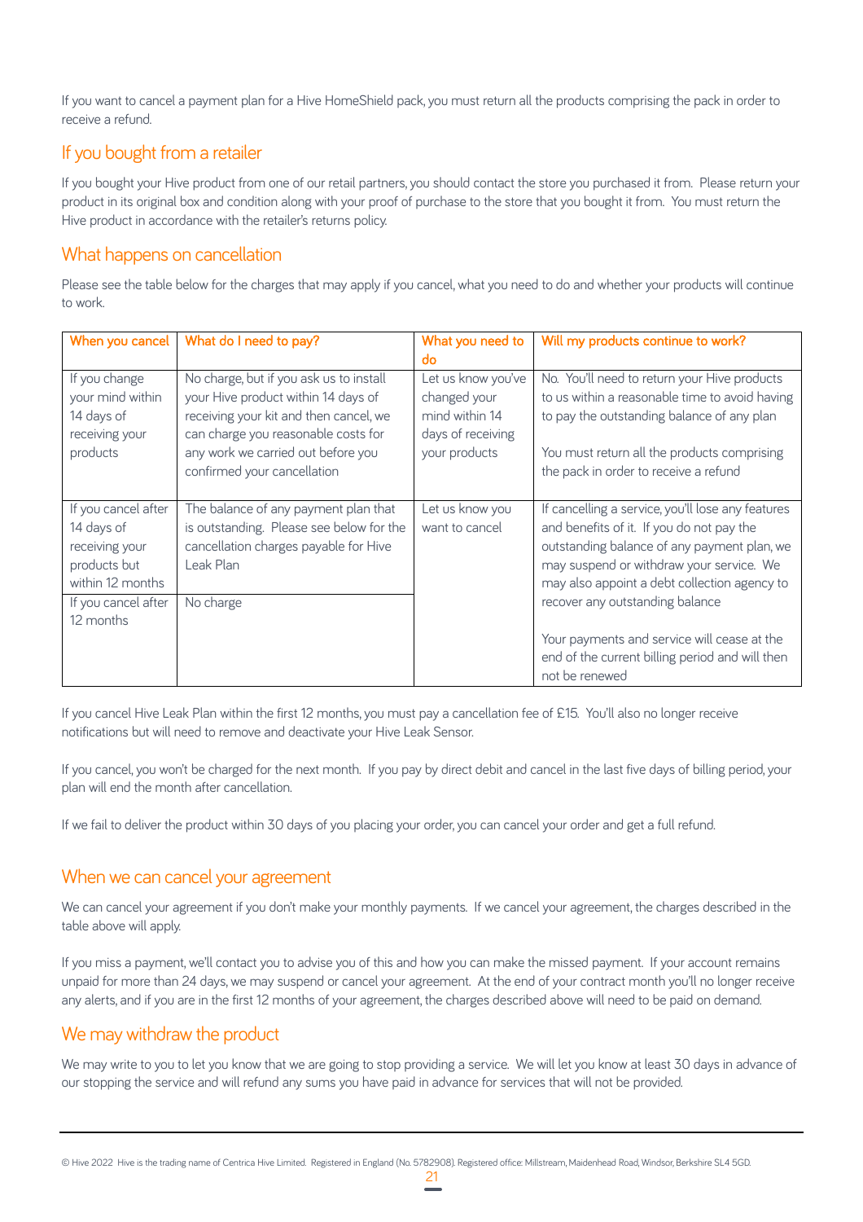If you want to cancel a payment plan for a Hive HomeShield pack, you must return all the products comprising the pack in order to receive a refund.

## If you bought from a retailer

If you bought your Hive product from one of our retail partners, you should contact the store you purchased it from. Please return your product in its original box and condition along with your proof of purchase to the store that you bought it from. You must return the Hive product in accordance with the retailer's returns policy.

## What happens on cancellation

Please see the table below for the charges that may apply if you cancel, what you need to do and whether your products will continue to work.

| When you cancel | What do I need to pay? | What you need to do | Will my products continue to work? |
|---|---|---|---|
| If you change your mind within 14 days of receiving your products | No charge, but if you ask us to install your Hive product within 14 days of receiving your kit and then cancel, we can charge you reasonable costs for any work we carried out before you confirmed your cancellation | Let us know you've changed your mind within 14 days of receiving your products | No. You'll need to return your Hive products to us within a reasonable time to avoid having to pay the outstanding balance of any plan<br><br>You must return all the products comprising the pack in order to receive a refund |
| If you cancel after 14 days of receiving your products but within 12 months | The balance of any payment plan that is outstanding. Please see below for the cancellation charges payable for Hive Leak Plan | Let us know you want to cancel | If cancelling a service, you'll lose any features and benefits of it. If you do not pay the outstanding balance of any payment plan, we may suspend or withdraw your service. We may also appoint a debt collection agency to recover any outstanding balance<br><br>Your payments and service will cease at the end of the current billing period and will then not be renewed |
| If you cancel after 12 months | No charge | | |

If you cancel Hive Leak Plan within the first 12 months, you must pay a cancellation fee of £15. You'll also no longer receive notifications but will need to remove and deactivate your Hive Leak Sensor.

If you cancel, you won't be charged for the next month. If you pay by direct debit and cancel in the last five days of billing period, your plan will end the month after cancellation.

If we fail to deliver the product within 30 days of you placing your order, you can cancel your order and get a full refund.

## When we can cancel your agreement

We can cancel your agreement if you don't make your monthly payments. If we cancel your agreement, the charges described in the table above will apply.

If you miss a payment, we'll contact you to advise you of this and how you can make the missed payment. If your account remains unpaid for more than 24 days, we may suspend or cancel your agreement. At the end of your contract month you'll no longer receive any alerts, and if you are in the first 12 months of your agreement, the charges described above will need to be paid on demand.

## We may withdraw the product

We may write to you to let you know that we are going to stop providing a service. We will let you know at least 30 days in advance of our stopping the service and will refund any sums you have paid in advance for services that will not be provided.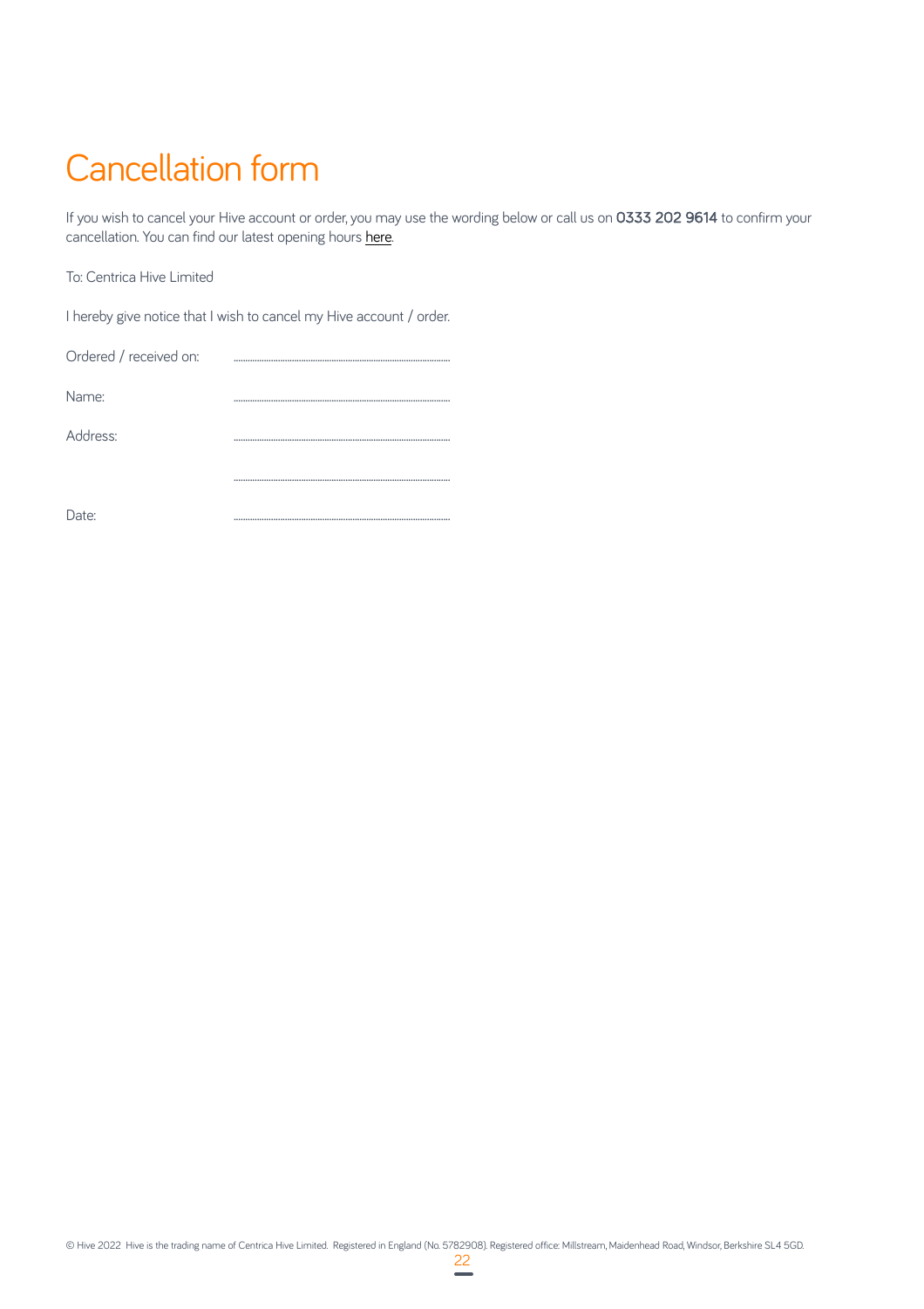# Cancellation form

If you wish to cancel your Hive account or order, you may use the wording below or call us on **0333 202 9614** to confirm your cancellation. You can find our latest opening hours here.

To: Centrica Hive Limited

I hereby give notice that I wish to cancel my Hive account / order.

Ordered / received on: ..............................................................................

Name: ..............................................................................

Address: ..............................................................................

..............................................................................

Date: ..............................................................................

© Hive 2022 Hive is the trading name of Centrica Hive Limited. Registered in England (No. 5782908). Registered office: Millstream, Maidenhead Road, Windsor, Berkshire SL4 5GD.